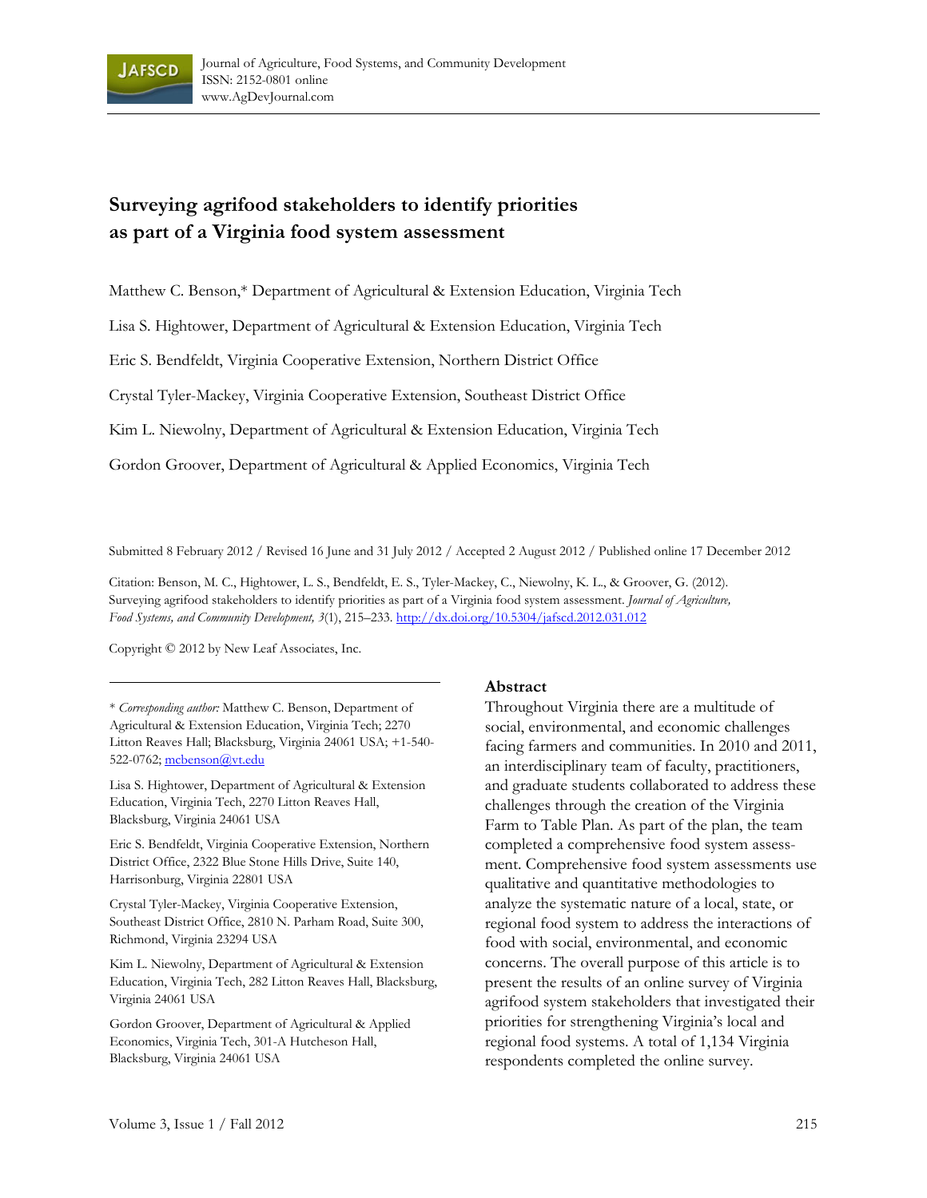# Surveying agrifood stakeholders to identify priorities as part of a Virginia food system assessment

Matthew C. Benson,* Department of Agricultural & Extension Education, Virginia Tech

Lisa S. Hightower, Department of Agricultural & Extension Education, Virginia Tech

Eric S. Bendfeldt, Virginia Cooperative Extension, Northern District Office

Crystal Tyler-Mackey, Virginia Cooperative Extension, Southeast District Office

Kim L. Niewolny, Department of Agricultural & Extension Education, Virginia Tech

Gordon Groover, Department of Agricultural & Applied Economics, Virginia Tech

Submitted 8 February 2012 / Revised 16 June and 31 July 2012 / Accepted 2 August 2012 / Published online 17 December 2012

Citation: Benson, M. C., Hightower, L. S., Bendfeldt, E. S., Tyler-Mackey, C., Niewolny, K. L., & Groover, G. (2012). Surveying agrifood stakeholders to identify priorities as part of a Virginia food system assessment. *Journal of Agriculture, Food Systems, and Community Development, 3*(1), 215–233. http://dx.doi.org/10.5304/jafscd.2012.031.012

Copyright © 2012 by New Leaf Associates, Inc.

\* *Corresponding author:* Matthew C. Benson, Department of Agricultural & Extension Education, Virginia Tech; 2270 Litton Reaves Hall; Blacksburg, Virginia 24061 USA; +1-540-522-0762; mcbenson@vt.edu

Lisa S. Hightower, Department of Agricultural & Extension Education, Virginia Tech, 2270 Litton Reaves Hall, Blacksburg, Virginia 24061 USA

Eric S. Bendfeldt, Virginia Cooperative Extension, Northern District Office, 2322 Blue Stone Hills Drive, Suite 140, Harrisonburg, Virginia 22801 USA

Crystal Tyler-Mackey, Virginia Cooperative Extension, Southeast District Office, 2810 N. Parham Road, Suite 300, Richmond, Virginia 23294 USA

Kim L. Niewolny, Department of Agricultural & Extension Education, Virginia Tech, 282 Litton Reaves Hall, Blacksburg, Virginia 24061 USA

Gordon Groover, Department of Agricultural & Applied Economics, Virginia Tech, 301-A Hutcheson Hall, Blacksburg, Virginia 24061 USA

## Abstract

Throughout Virginia there are a multitude of social, environmental, and economic challenges facing farmers and communities. In 2010 and 2011, an interdisciplinary team of faculty, practitioners, and graduate students collaborated to address these challenges through the creation of the Virginia Farm to Table Plan. As part of the plan, the team completed a comprehensive food system assessment. Comprehensive food system assessments use qualitative and quantitative methodologies to analyze the systematic nature of a local, state, or regional food system to address the interactions of food with social, environmental, and economic concerns. The overall purpose of this article is to present the results of an online survey of Virginia agrifood system stakeholders that investigated their priorities for strengthening Virginia's local and regional food systems. A total of 1,134 Virginia respondents completed the online survey.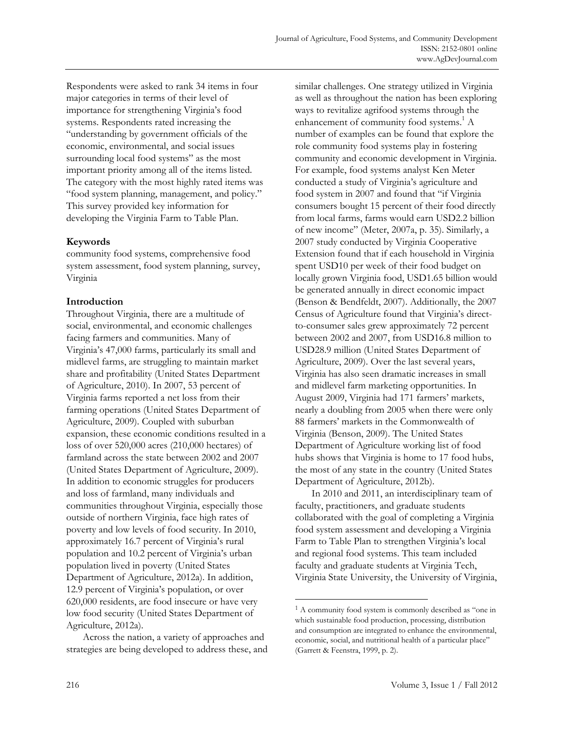Respondents were asked to rank 34 items in four major categories in terms of their level of importance for strengthening Virginia's food systems. Respondents rated increasing the "understanding by government officials of the economic, environmental, and social issues surrounding local food systems" as the most important priority among all of the items listed. The category with the most highly rated items was "food system planning, management, and policy." This survey provided key information for developing the Virginia Farm to Table Plan.

## Keywords

community food systems, comprehensive food system assessment, food system planning, survey, Virginia

## Introduction

Throughout Virginia, there are a multitude of social, environmental, and economic challenges facing farmers and communities. Many of Virginia's 47,000 farms, particularly its small and midlevel farms, are struggling to maintain market share and profitability (United States Department of Agriculture, 2010). In 2007, 53 percent of Virginia farms reported a net loss from their farming operations (United States Department of Agriculture, 2009). Coupled with suburban expansion, these economic conditions resulted in a loss of over 520,000 acres (210,000 hectares) of farmland across the state between 2002 and 2007 (United States Department of Agriculture, 2009). In addition to economic struggles for producers and loss of farmland, many individuals and communities throughout Virginia, especially those outside of northern Virginia, face high rates of poverty and low levels of food security. In 2010, approximately 16.7 percent of Virginia's rural population and 10.2 percent of Virginia's urban population lived in poverty (United States Department of Agriculture, 2012a). In addition, 12.9 percent of Virginia's population, or over 620,000 residents, are food insecure or have very low food security (United States Department of Agriculture, 2012a).

Across the nation, a variety of approaches and strategies are being developed to address these, and similar challenges. One strategy utilized in Virginia as well as throughout the nation has been exploring ways to revitalize agrifood systems through the enhancement of community food systems.[1] A number of examples can be found that explore the role community food systems play in fostering community and economic development in Virginia. For example, food systems analyst Ken Meter conducted a study of Virginia's agriculture and food system in 2007 and found that "if Virginia consumers bought 15 percent of their food directly from local farms, farms would earn USD2.2 billion of new income" (Meter, 2007a, p. 35). Similarly, a 2007 study conducted by Virginia Cooperative Extension found that if each household in Virginia spent USD10 per week of their food budget on locally grown Virginia food, USD1.65 billion would be generated annually in direct economic impact (Benson & Bendfeldt, 2007). Additionally, the 2007 Census of Agriculture found that Virginia's direct-to-consumer sales grew approximately 72 percent between 2002 and 2007, from USD16.8 million to USD28.9 million (United States Department of Agriculture, 2009). Over the last several years, Virginia has also seen dramatic increases in small and midlevel farm marketing opportunities. In August 2009, Virginia had 171 farmers' markets, nearly a doubling from 2005 when there were only 88 farmers' markets in the Commonwealth of Virginia (Benson, 2009). The United States Department of Agriculture working list of food hubs shows that Virginia is home to 17 food hubs, the most of any state in the country (United States Department of Agriculture, 2012b).

In 2010 and 2011, an interdisciplinary team of faculty, practitioners, and graduate students collaborated with the goal of completing a Virginia food system assessment and developing a Virginia Farm to Table Plan to strengthen Virginia's local and regional food systems. This team included faculty and graduate students at Virginia Tech, Virginia State University, the University of Virginia,

[1] A community food system is commonly described as "one in which sustainable food production, processing, distribution and consumption are integrated to enhance the environmental, economic, social, and nutritional health of a particular place" (Garrett & Feenstra, 1999, p. 2).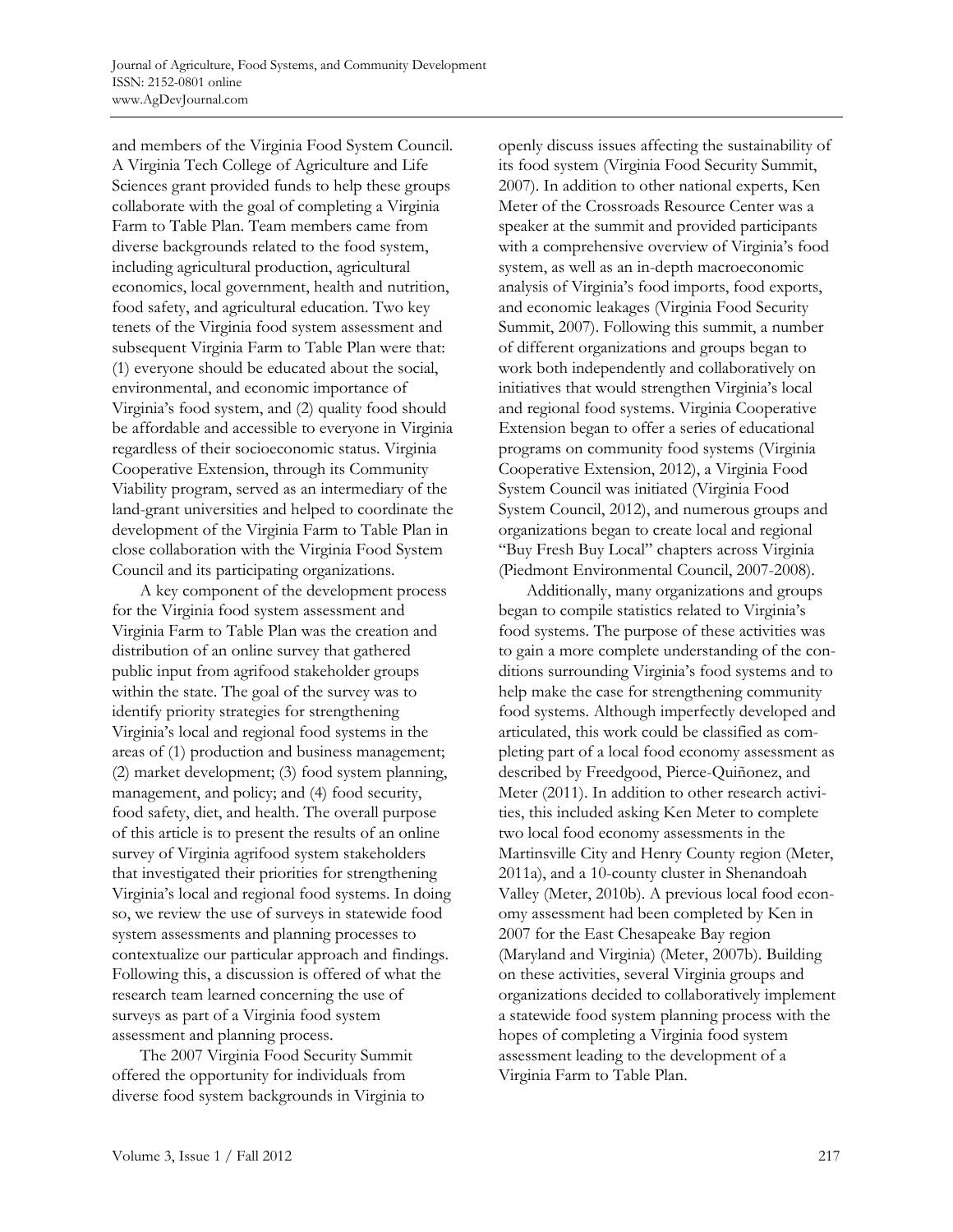and members of the Virginia Food System Council. A Virginia Tech College of Agriculture and Life Sciences grant provided funds to help these groups collaborate with the goal of completing a Virginia Farm to Table Plan. Team members came from diverse backgrounds related to the food system, including agricultural production, agricultural economics, local government, health and nutrition, food safety, and agricultural education. Two key tenets of the Virginia food system assessment and subsequent Virginia Farm to Table Plan were that: (1) everyone should be educated about the social, environmental, and economic importance of Virginia's food system, and (2) quality food should be affordable and accessible to everyone in Virginia regardless of their socioeconomic status. Virginia Cooperative Extension, through its Community Viability program, served as an intermediary of the land-grant universities and helped to coordinate the development of the Virginia Farm to Table Plan in close collaboration with the Virginia Food System Council and its participating organizations.

A key component of the development process for the Virginia food system assessment and Virginia Farm to Table Plan was the creation and distribution of an online survey that gathered public input from agrifood stakeholder groups within the state. The goal of the survey was to identify priority strategies for strengthening Virginia's local and regional food systems in the areas of (1) production and business management; (2) market development; (3) food system planning, management, and policy; and (4) food security, food safety, diet, and health. The overall purpose of this article is to present the results of an online survey of Virginia agrifood system stakeholders that investigated their priorities for strengthening Virginia's local and regional food systems. In doing so, we review the use of surveys in statewide food system assessments and planning processes to contextualize our particular approach and findings. Following this, a discussion is offered of what the research team learned concerning the use of surveys as part of a Virginia food system assessment and planning process.

The 2007 Virginia Food Security Summit offered the opportunity for individuals from diverse food system backgrounds in Virginia to openly discuss issues affecting the sustainability of its food system (Virginia Food Security Summit, 2007). In addition to other national experts, Ken Meter of the Crossroads Resource Center was a speaker at the summit and provided participants with a comprehensive overview of Virginia's food system, as well as an in-depth macroeconomic analysis of Virginia's food imports, food exports, and economic leakages (Virginia Food Security Summit, 2007). Following this summit, a number of different organizations and groups began to work both independently and collaboratively on initiatives that would strengthen Virginia's local and regional food systems. Virginia Cooperative Extension began to offer a series of educational programs on community food systems (Virginia Cooperative Extension, 2012), a Virginia Food System Council was initiated (Virginia Food System Council, 2012), and numerous groups and organizations began to create local and regional "Buy Fresh Buy Local" chapters across Virginia (Piedmont Environmental Council, 2007-2008).

Additionally, many organizations and groups began to compile statistics related to Virginia's food systems. The purpose of these activities was to gain a more complete understanding of the conditions surrounding Virginia's food systems and to help make the case for strengthening community food systems. Although imperfectly developed and articulated, this work could be classified as completing part of a local food economy assessment as described by Freedgood, Pierce-Quiñonez, and Meter (2011). In addition to other research activities, this included asking Ken Meter to complete two local food economy assessments in the Martinsville City and Henry County region (Meter, 2011a), and a 10-county cluster in Shenandoah Valley (Meter, 2010b). A previous local food economy assessment had been completed by Ken in 2007 for the East Chesapeake Bay region (Maryland and Virginia) (Meter, 2007b). Building on these activities, several Virginia groups and organizations decided to collaboratively implement a statewide food system planning process with the hopes of completing a Virginia food system assessment leading to the development of a Virginia Farm to Table Plan.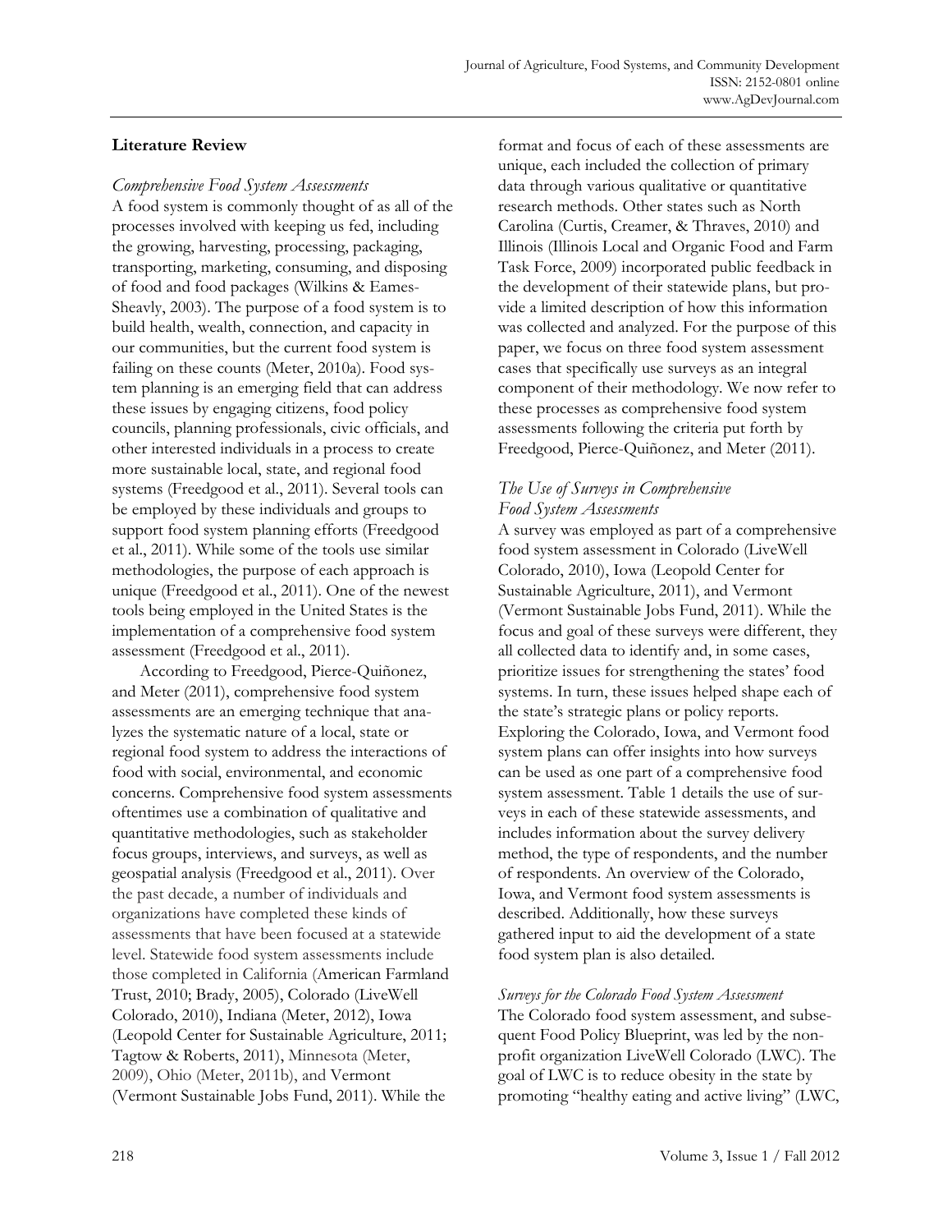## Literature Review

### *Comprehensive Food System Assessments*

A food system is commonly thought of as all of the processes involved with keeping us fed, including the growing, harvesting, processing, packaging, transporting, marketing, consuming, and disposing of food and food packages (Wilkins & Eames-Sheavly, 2003). The purpose of a food system is to build health, wealth, connection, and capacity in our communities, but the current food system is failing on these counts (Meter, 2010a). Food system planning is an emerging field that can address these issues by engaging citizens, food policy councils, planning professionals, civic officials, and other interested individuals in a process to create more sustainable local, state, and regional food systems (Freedgood et al., 2011). Several tools can be employed by these individuals and groups to support food system planning efforts (Freedgood et al., 2011). While some of the tools use similar methodologies, the purpose of each approach is unique (Freedgood et al., 2011). One of the newest tools being employed in the United States is the implementation of a comprehensive food system assessment (Freedgood et al., 2011).

According to Freedgood, Pierce-Quiñonez, and Meter (2011), comprehensive food system assessments are an emerging technique that analyzes the systematic nature of a local, state or regional food system to address the interactions of food with social, environmental, and economic concerns. Comprehensive food system assessments oftentimes use a combination of qualitative and quantitative methodologies, such as stakeholder focus groups, interviews, and surveys, as well as geospatial analysis (Freedgood et al., 2011). Over the past decade, a number of individuals and organizations have completed these kinds of assessments that have been focused at a statewide level. Statewide food system assessments include those completed in California (American Farmland Trust, 2010; Brady, 2005), Colorado (LiveWell Colorado, 2010), Indiana (Meter, 2012), Iowa (Leopold Center for Sustainable Agriculture, 2011; Tagtow & Roberts, 2011), Minnesota (Meter, 2009), Ohio (Meter, 2011b), and Vermont (Vermont Sustainable Jobs Fund, 2011). While the format and focus of each of these assessments are unique, each included the collection of primary data through various qualitative or quantitative research methods. Other states such as North Carolina (Curtis, Creamer, & Thraves, 2010) and Illinois (Illinois Local and Organic Food and Farm Task Force, 2009) incorporated public feedback in the development of their statewide plans, but provide a limited description of how this information was collected and analyzed. For the purpose of this paper, we focus on three food system assessment cases that specifically use surveys as an integral component of their methodology. We now refer to these processes as comprehensive food system assessments following the criteria put forth by Freedgood, Pierce-Quiñonez, and Meter (2011).

### *The Use of Surveys in Comprehensive Food System Assessments*

A survey was employed as part of a comprehensive food system assessment in Colorado (LiveWell Colorado, 2010), Iowa (Leopold Center for Sustainable Agriculture, 2011), and Vermont (Vermont Sustainable Jobs Fund, 2011). While the focus and goal of these surveys were different, they all collected data to identify and, in some cases, prioritize issues for strengthening the states' food systems. In turn, these issues helped shape each of the state's strategic plans or policy reports. Exploring the Colorado, Iowa, and Vermont food system plans can offer insights into how surveys can be used as one part of a comprehensive food system assessment. Table 1 details the use of surveys in each of these statewide assessments, and includes information about the survey delivery method, the type of respondents, and the number of respondents. An overview of the Colorado, Iowa, and Vermont food system assessments is described. Additionally, how these surveys gathered input to aid the development of a state food system plan is also detailed.

#### *Surveys for the Colorado Food System Assessment*

The Colorado food system assessment, and subsequent Food Policy Blueprint, was led by the nonprofit organization LiveWell Colorado (LWC). The goal of LWC is to reduce obesity in the state by promoting "healthy eating and active living" (LWC,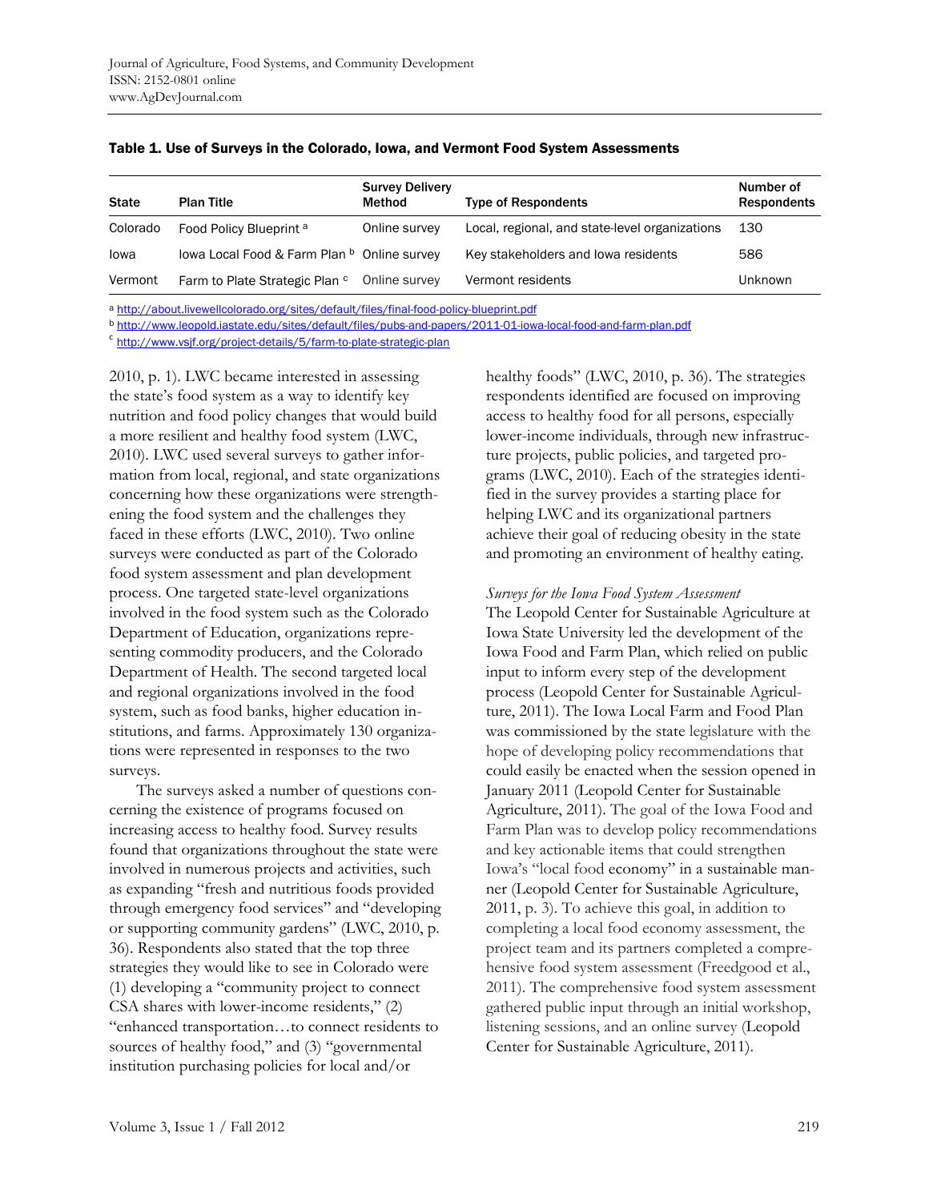**Table 1. Use of Surveys in the Colorado, Iowa, and Vermont Food System Assessments**

| State | Plan Title | Survey Delivery Method | Type of Respondents | Number of Respondents |
|---|---|---|---|---|
| Colorado | Food Policy Blueprint [a] | Online survey | Local, regional, and state-level organizations | 130 |
| Iowa | Iowa Local Food & Farm Plan [b] | Online survey | Key stakeholders and Iowa residents | 586 |
| Vermont | Farm to Plate Strategic Plan [c] | Online survey | Vermont residents | Unknown |

[a] http://about.livewellcolorado.org/sites/default/files/final-food-policy-blueprint.pdf
[b] http://www.leopold.iastate.edu/sites/default/files/pubs-and-papers/2011-01-iowa-local-food-and-farm-plan.pdf
[c] http://www.vsjf.org/project-details/5/farm-to-plate-strategic-plan

2010, p. 1). LWC became interested in assessing the state's food system as a way to identify key nutrition and food policy changes that would build a more resilient and healthy food system (LWC, 2010). LWC used several surveys to gather information from local, regional, and state organizations concerning how these organizations were strengthening the food system and the challenges they faced in these efforts (LWC, 2010). Two online surveys were conducted as part of the Colorado food system assessment and plan development process. One targeted state-level organizations involved in the food system such as the Colorado Department of Education, organizations representing commodity producers, and the Colorado Department of Health. The second targeted local and regional organizations involved in the food system, such as food banks, higher education institutions, and farms. Approximately 130 organizations were represented in responses to the two surveys.

The surveys asked a number of questions concerning the existence of programs focused on increasing access to healthy food. Survey results found that organizations throughout the state were involved in numerous projects and activities, such as expanding "fresh and nutritious foods provided through emergency food services" and "developing or supporting community gardens" (LWC, 2010, p. 36). Respondents also stated that the top three strategies they would like to see in Colorado were (1) developing a "community project to connect CSA shares with lower-income residents," (2) "enhanced transportation…to connect residents to sources of healthy food," and (3) "governmental institution purchasing policies for local and/or healthy foods" (LWC, 2010, p. 36). The strategies respondents identified are focused on improving access to healthy food for all persons, especially lower-income individuals, through new infrastructure projects, public policies, and targeted programs (LWC, 2010). Each of the strategies identified in the survey provides a starting place for helping LWC and its organizational partners achieve their goal of reducing obesity in the state and promoting an environment of healthy eating.

*Surveys for the Iowa Food System Assessment*

The Leopold Center for Sustainable Agriculture at Iowa State University led the development of the Iowa Food and Farm Plan, which relied on public input to inform every step of the development process (Leopold Center for Sustainable Agriculture, 2011). The Iowa Local Farm and Food Plan was commissioned by the state legislature with the hope of developing policy recommendations that could easily be enacted when the session opened in January 2011 (Leopold Center for Sustainable Agriculture, 2011). The goal of the Iowa Food and Farm Plan was to develop policy recommendations and key actionable items that could strengthen Iowa's "local food economy" in a sustainable manner (Leopold Center for Sustainable Agriculture, 2011, p. 3). To achieve this goal, in addition to completing a local food economy assessment, the project team and its partners completed a comprehensive food system assessment (Freedgood et al., 2011). The comprehensive food system assessment gathered public input through an initial workshop, listening sessions, and an online survey (Leopold Center for Sustainable Agriculture, 2011).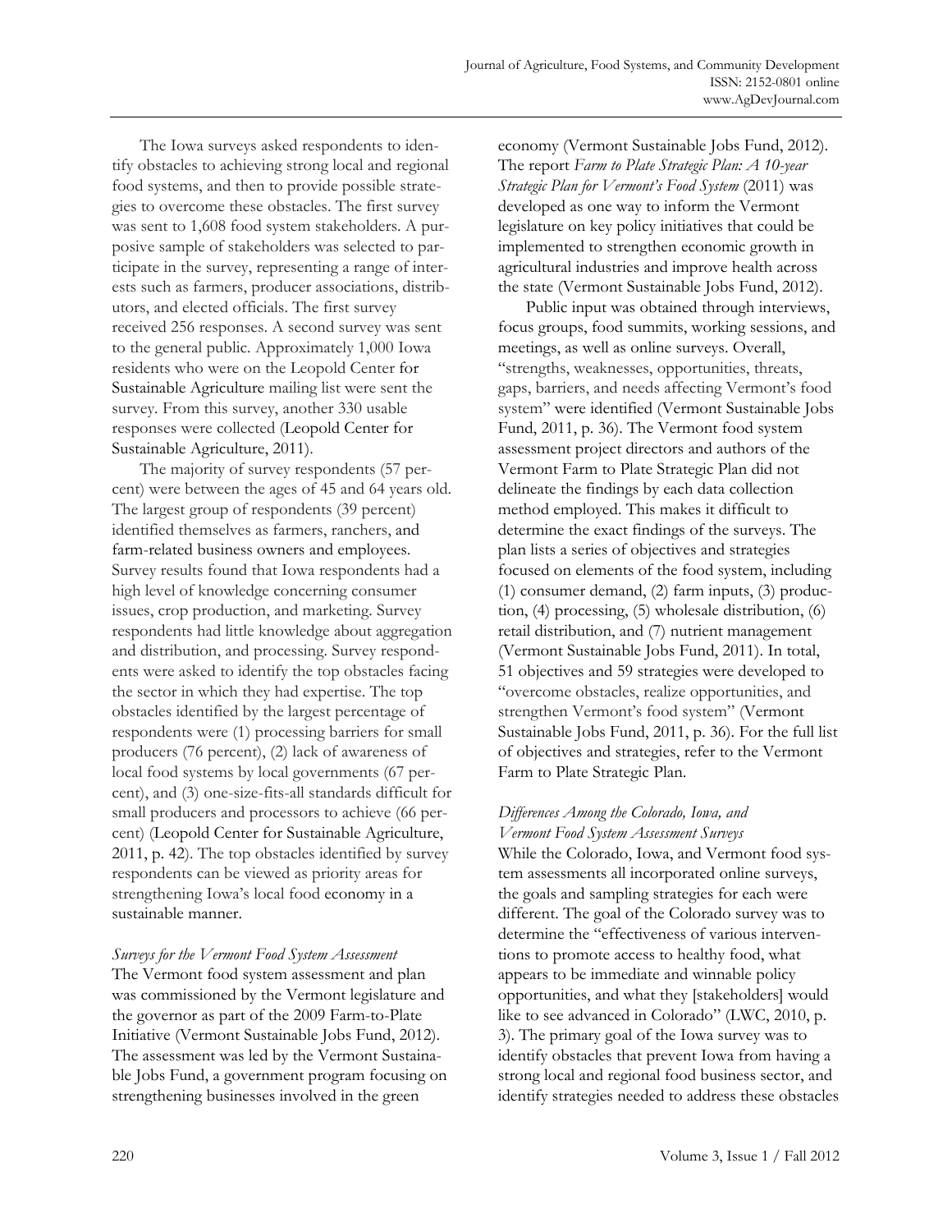The Iowa surveys asked respondents to identify obstacles to achieving strong local and regional food systems, and then to provide possible strategies to overcome these obstacles. The first survey was sent to 1,608 food system stakeholders. A purposive sample of stakeholders was selected to participate in the survey, representing a range of interests such as farmers, producer associations, distributors, and elected officials. The first survey received 256 responses. A second survey was sent to the general public. Approximately 1,000 Iowa residents who were on the Leopold Center for Sustainable Agriculture mailing list were sent the survey. From this survey, another 330 usable responses were collected (Leopold Center for Sustainable Agriculture, 2011).

The majority of survey respondents (57 percent) were between the ages of 45 and 64 years old. The largest group of respondents (39 percent) identified themselves as farmers, ranchers, and farm-related business owners and employees. Survey results found that Iowa respondents had a high level of knowledge concerning consumer issues, crop production, and marketing. Survey respondents had little knowledge about aggregation and distribution, and processing. Survey respondents were asked to identify the top obstacles facing the sector in which they had expertise. The top obstacles identified by the largest percentage of respondents were (1) processing barriers for small producers (76 percent), (2) lack of awareness of local food systems by local governments (67 percent), and (3) one-size-fits-all standards difficult for small producers and processors to achieve (66 percent) (Leopold Center for Sustainable Agriculture, 2011, p. 42). The top obstacles identified by survey respondents can be viewed as priority areas for strengthening Iowa's local food economy in a sustainable manner.

*Surveys for the Vermont Food System Assessment*

The Vermont food system assessment and plan was commissioned by the Vermont legislature and the governor as part of the 2009 Farm-to-Plate Initiative (Vermont Sustainable Jobs Fund, 2012). The assessment was led by the Vermont Sustainable Jobs Fund, a government program focusing on strengthening businesses involved in the green economy (Vermont Sustainable Jobs Fund, 2012). The report *Farm to Plate Strategic Plan: A 10-year Strategic Plan for Vermont's Food System* (2011) was developed as one way to inform the Vermont legislature on key policy initiatives that could be implemented to strengthen economic growth in agricultural industries and improve health across the state (Vermont Sustainable Jobs Fund, 2012).

Public input was obtained through interviews, focus groups, food summits, working sessions, and meetings, as well as online surveys. Overall, "strengths, weaknesses, opportunities, threats, gaps, barriers, and needs affecting Vermont's food system" were identified (Vermont Sustainable Jobs Fund, 2011, p. 36). The Vermont food system assessment project directors and authors of the Vermont Farm to Plate Strategic Plan did not delineate the findings by each data collection method employed. This makes it difficult to determine the exact findings of the surveys. The plan lists a series of objectives and strategies focused on elements of the food system, including (1) consumer demand, (2) farm inputs, (3) production, (4) processing, (5) wholesale distribution, (6) retail distribution, and (7) nutrient management (Vermont Sustainable Jobs Fund, 2011). In total, 51 objectives and 59 strategies were developed to "overcome obstacles, realize opportunities, and strengthen Vermont's food system" (Vermont Sustainable Jobs Fund, 2011, p. 36). For the full list of objectives and strategies, refer to the Vermont Farm to Plate Strategic Plan.

*Differences Among the Colorado, Iowa, and Vermont Food System Assessment Surveys*

While the Colorado, Iowa, and Vermont food system assessments all incorporated online surveys, the goals and sampling strategies for each were different. The goal of the Colorado survey was to determine the "effectiveness of various interventions to promote access to healthy food, what appears to be immediate and winnable policy opportunities, and what they [stakeholders] would like to see advanced in Colorado" (LWC, 2010, p. 3). The primary goal of the Iowa survey was to identify obstacles that prevent Iowa from having a strong local and regional food business sector, and identify strategies needed to address these obstacles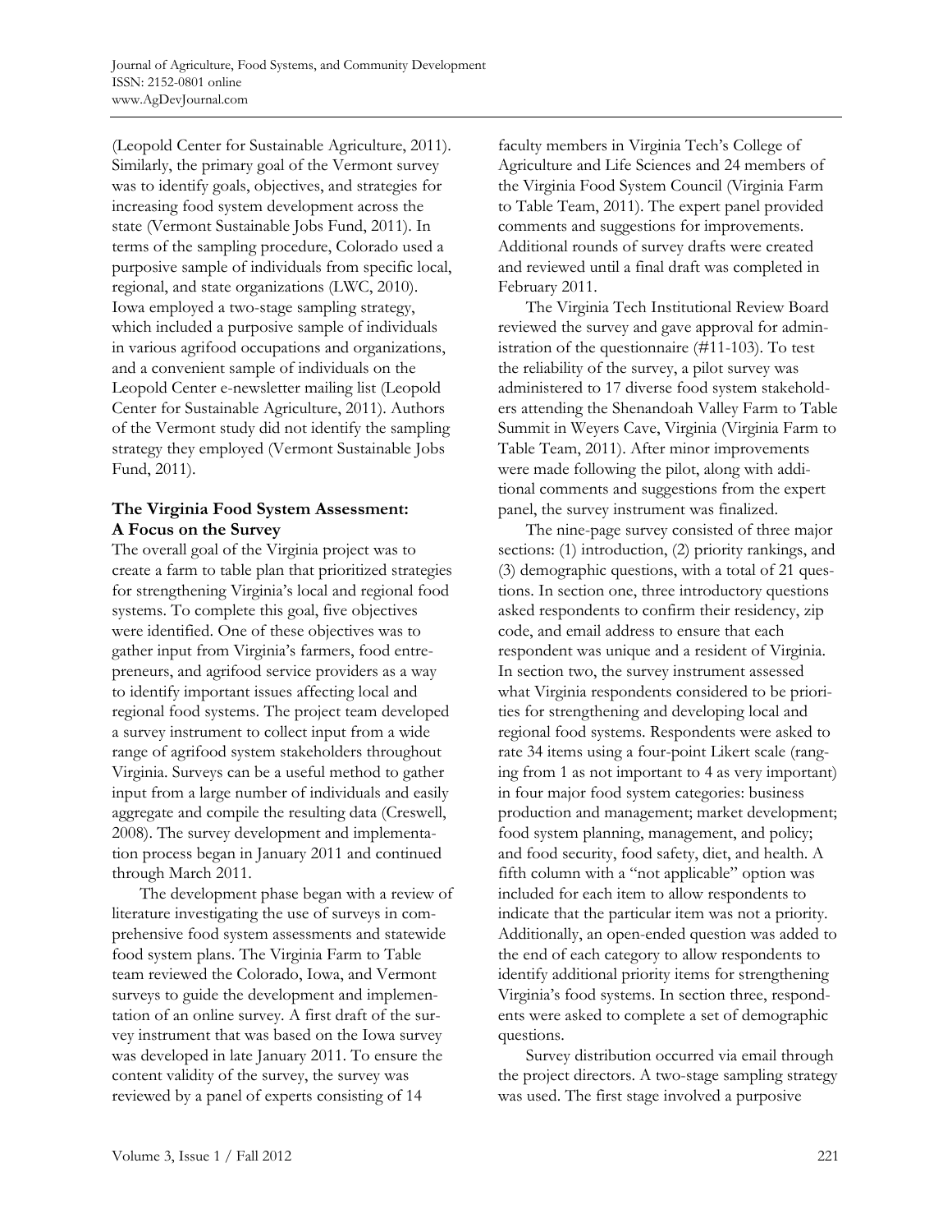(Leopold Center for Sustainable Agriculture, 2011). Similarly, the primary goal of the Vermont survey was to identify goals, objectives, and strategies for increasing food system development across the state (Vermont Sustainable Jobs Fund, 2011). In terms of the sampling procedure, Colorado used a purposive sample of individuals from specific local, regional, and state organizations (LWC, 2010). Iowa employed a two-stage sampling strategy, which included a purposive sample of individuals in various agrifood occupations and organizations, and a convenient sample of individuals on the Leopold Center e-newsletter mailing list (Leopold Center for Sustainable Agriculture, 2011). Authors of the Vermont study did not identify the sampling strategy they employed (Vermont Sustainable Jobs Fund, 2011).

## The Virginia Food System Assessment: A Focus on the Survey

The overall goal of the Virginia project was to create a farm to table plan that prioritized strategies for strengthening Virginia's local and regional food systems. To complete this goal, five objectives were identified. One of these objectives was to gather input from Virginia's farmers, food entrepreneurs, and agrifood service providers as a way to identify important issues affecting local and regional food systems. The project team developed a survey instrument to collect input from a wide range of agrifood system stakeholders throughout Virginia. Surveys can be a useful method to gather input from a large number of individuals and easily aggregate and compile the resulting data (Creswell, 2008). The survey development and implementation process began in January 2011 and continued through March 2011.

The development phase began with a review of literature investigating the use of surveys in comprehensive food system assessments and statewide food system plans. The Virginia Farm to Table team reviewed the Colorado, Iowa, and Vermont surveys to guide the development and implementation of an online survey. A first draft of the survey instrument that was based on the Iowa survey was developed in late January 2011. To ensure the content validity of the survey, the survey was reviewed by a panel of experts consisting of 14 faculty members in Virginia Tech's College of Agriculture and Life Sciences and 24 members of the Virginia Food System Council (Virginia Farm to Table Team, 2011). The expert panel provided comments and suggestions for improvements. Additional rounds of survey drafts were created and reviewed until a final draft was completed in February 2011.

The Virginia Tech Institutional Review Board reviewed the survey and gave approval for administration of the questionnaire (#11-103). To test the reliability of the survey, a pilot survey was administered to 17 diverse food system stakeholders attending the Shenandoah Valley Farm to Table Summit in Weyers Cave, Virginia (Virginia Farm to Table Team, 2011). After minor improvements were made following the pilot, along with additional comments and suggestions from the expert panel, the survey instrument was finalized.

The nine-page survey consisted of three major sections: (1) introduction, (2) priority rankings, and (3) demographic questions, with a total of 21 questions. In section one, three introductory questions asked respondents to confirm their residency, zip code, and email address to ensure that each respondent was unique and a resident of Virginia. In section two, the survey instrument assessed what Virginia respondents considered to be priorities for strengthening and developing local and regional food systems. Respondents were asked to rate 34 items using a four-point Likert scale (ranging from 1 as not important to 4 as very important) in four major food system categories: business production and management; market development; food system planning, management, and policy; and food security, food safety, diet, and health. A fifth column with a "not applicable" option was included for each item to allow respondents to indicate that the particular item was not a priority. Additionally, an open-ended question was added to the end of each category to allow respondents to identify additional priority items for strengthening Virginia's food systems. In section three, respondents were asked to complete a set of demographic questions.

Survey distribution occurred via email through the project directors. A two-stage sampling strategy was used. The first stage involved a purposive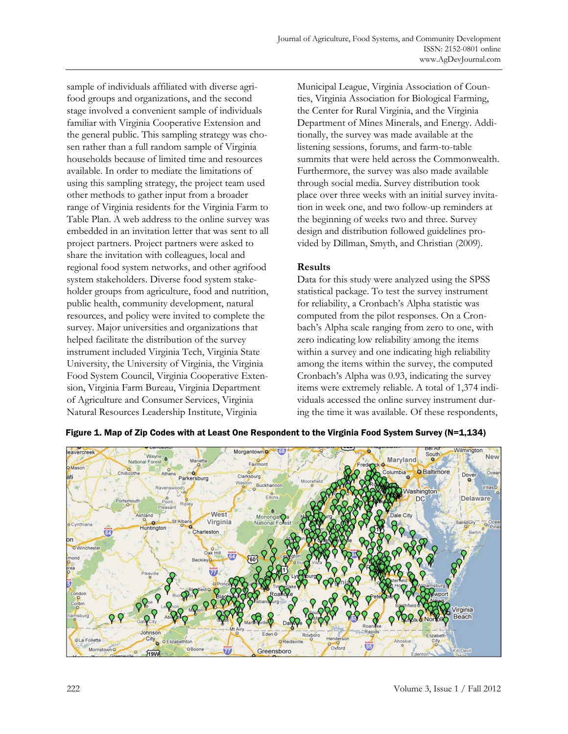sample of individuals affiliated with diverse agrifood groups and organizations, and the second stage involved a convenient sample of individuals familiar with Virginia Cooperative Extension and the general public. This sampling strategy was chosen rather than a full random sample of Virginia households because of limited time and resources available. In order to mediate the limitations of using this sampling strategy, the project team used other methods to gather input from a broader range of Virginia residents for the Virginia Farm to Table Plan. A web address to the online survey was embedded in an invitation letter that was sent to all project partners. Project partners were asked to share the invitation with colleagues, local and regional food system networks, and other agrifood system stakeholders. Diverse food system stakeholder groups from agriculture, food and nutrition, public health, community development, natural resources, and policy were invited to complete the survey. Major universities and organizations that helped facilitate the distribution of the survey instrument included Virginia Tech, Virginia State University, the University of Virginia, the Virginia Food System Council, Virginia Cooperative Extension, Virginia Farm Bureau, Virginia Department of Agriculture and Consumer Services, Virginia Natural Resources Leadership Institute, Virginia Municipal League, Virginia Association of Counties, Virginia Association for Biological Farming, the Center for Rural Virginia, and the Virginia Department of Mines Minerals, and Energy. Additionally, the survey was made available at the listening sessions, forums, and farm-to-table summits that were held across the Commonwealth. Furthermore, the survey was also made available through social media. Survey distribution took place over three weeks with an initial survey invitation in week one, and two follow-up reminders at the beginning of weeks two and three. Survey design and distribution followed guidelines provided by Dillman, Smyth, and Christian (2009).

## Results

Data for this study were analyzed using the SPSS statistical package. To test the survey instrument for reliability, a Cronbach's Alpha statistic was computed from the pilot responses. On a Cronbach's Alpha scale ranging from zero to one, with zero indicating low reliability among the items within a survey and one indicating high reliability among the items within the survey, the computed Cronbach's Alpha was 0.93, indicating the survey items were extremely reliable. A total of 1,374 individuals accessed the online survey instrument during the time it was available. Of these respondents,

**Figure 1. Map of Zip Codes with at Least One Respondent to the Virginia Food System Survey (N=1,134)**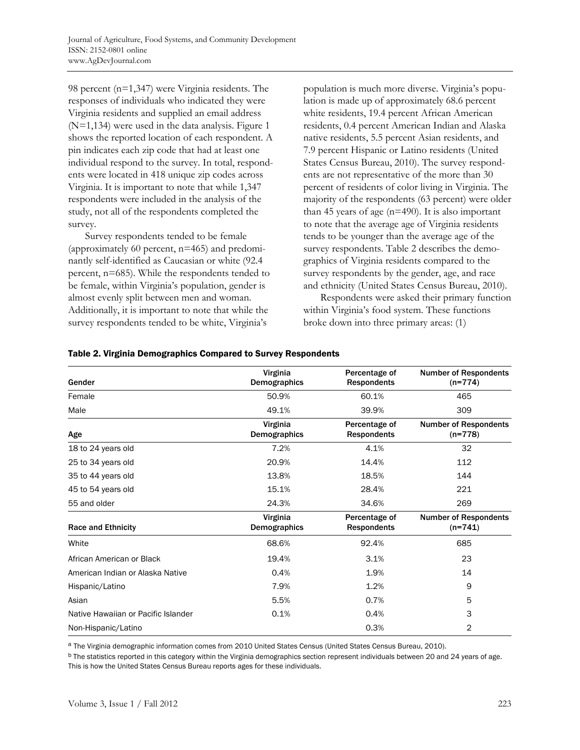98 percent (n=1,347) were Virginia residents. The responses of individuals who indicated they were Virginia residents and supplied an email address (N=1,134) were used in the data analysis. Figure 1 shows the reported location of each respondent. A pin indicates each zip code that had at least one individual respond to the survey. In total, respondents were located in 418 unique zip codes across Virginia. It is important to note that while 1,347 respondents were included in the analysis of the study, not all of the respondents completed the survey.

Survey respondents tended to be female (approximately 60 percent, n=465) and predominantly self-identified as Caucasian or white (92.4 percent, n=685). While the respondents tended to be female, within Virginia's population, gender is almost evenly split between men and woman. Additionally, it is important to note that while the survey respondents tended to be white, Virginia's population is much more diverse. Virginia's population is made up of approximately 68.6 percent white residents, 19.4 percent African American residents, 0.4 percent American Indian and Alaska native residents, 5.5 percent Asian residents, and 7.9 percent Hispanic or Latino residents (United States Census Bureau, 2010). The survey respondents are not representative of the more than 30 percent of residents of color living in Virginia. The majority of the respondents (63 percent) were older than 45 years of age (n=490). It is also important to note that the average age of Virginia residents tends to be younger than the average age of the survey respondents. Table 2 describes the demographics of Virginia residents compared to the survey respondents by the gender, age, and race and ethnicity (United States Census Bureau, 2010).

Respondents were asked their primary function within Virginia's food system. These functions broke down into three primary areas: (1)

**Table 2. Virginia Demographics Compared to Survey Respondents**

| Gender | Virginia Demographics | Percentage of Respondents | Number of Respondents (n=774) |
|---|---|---|---|
| Female | 50.9% | 60.1% | 465 |
| Male | 49.1% | 39.9% | 309 |
| **Age** | **Virginia Demographics** | **Percentage of Respondents** | **Number of Respondents (n=778)** |
| 18 to 24 years old | 7.2% | 4.1% | 32 |
| 25 to 34 years old | 20.9% | 14.4% | 112 |
| 35 to 44 years old | 13.8% | 18.5% | 144 |
| 45 to 54 years old | 15.1% | 28.4% | 221 |
| 55 and older | 24.3% | 34.6% | 269 |
| **Race and Ethnicity** | **Virginia Demographics** | **Percentage of Respondents** | **Number of Respondents (n=741)** |
| White | 68.6% | 92.4% | 685 |
| African American or Black | 19.4% | 3.1% | 23 |
| American Indian or Alaska Native | 0.4% | 1.9% | 14 |
| Hispanic/Latino | 7.9% | 1.2% | 9 |
| Asian | 5.5% | 0.7% | 5 |
| Native Hawaiian or Pacific Islander | 0.1% | 0.4% | 3 |
| Non-Hispanic/Latino | | 0.3% | 2 |

[a] The Virginia demographic information comes from 2010 United States Census (United States Census Bureau, 2010).

[b] The statistics reported in this category within the Virginia demographics section represent individuals between 20 and 24 years of age. This is how the United States Census Bureau reports ages for these individuals.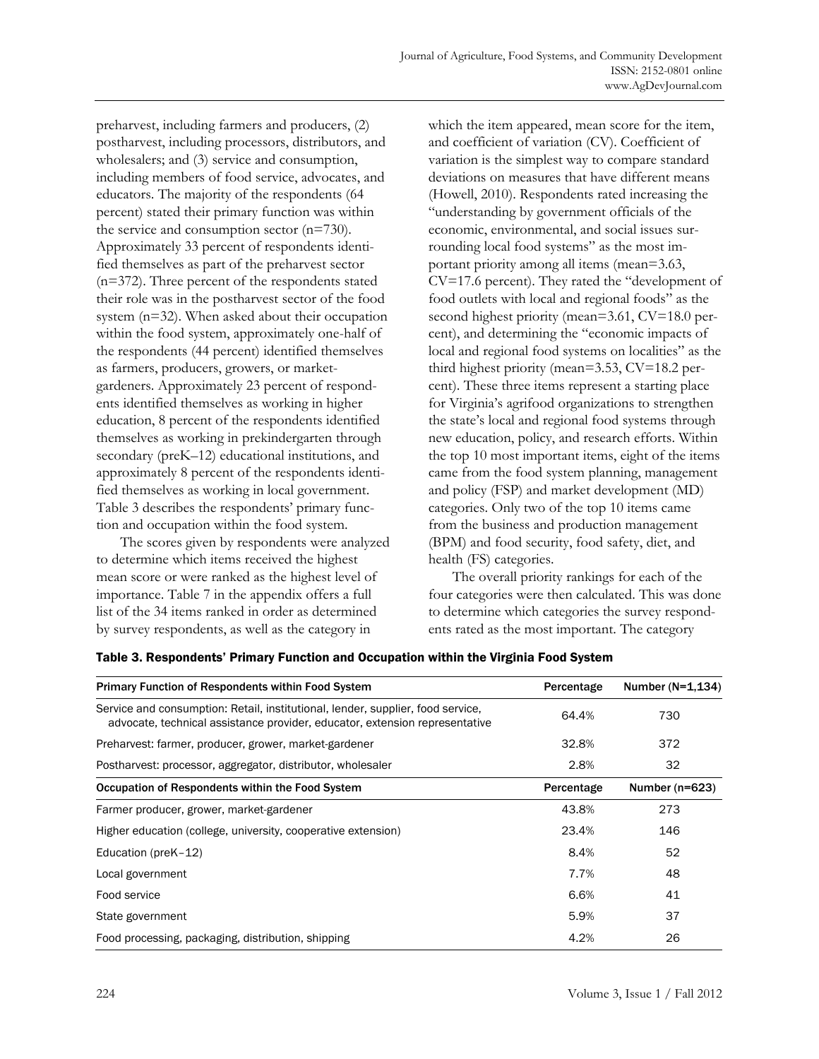preharvest, including farmers and producers, (2) postharvest, including processors, distributors, and wholesalers; and (3) service and consumption, including members of food service, advocates, and educators. The majority of the respondents (64 percent) stated their primary function was within the service and consumption sector (n=730). Approximately 33 percent of respondents identified themselves as part of the preharvest sector (n=372). Three percent of the respondents stated their role was in the postharvest sector of the food system (n=32). When asked about their occupation within the food system, approximately one-half of the respondents (44 percent) identified themselves as farmers, producers, growers, or market-gardeners. Approximately 23 percent of respondents identified themselves as working in higher education, 8 percent of the respondents identified themselves as working in prekindergarten through secondary (preK–12) educational institutions, and approximately 8 percent of the respondents identified themselves as working in local government. Table 3 describes the respondents' primary function and occupation within the food system.

The scores given by respondents were analyzed to determine which items received the highest mean score or were ranked as the highest level of importance. Table 7 in the appendix offers a full list of the 34 items ranked in order as determined by survey respondents, as well as the category in which the item appeared, mean score for the item, and coefficient of variation (CV). Coefficient of variation is the simplest way to compare standard deviations on measures that have different means (Howell, 2010). Respondents rated increasing the "understanding by government officials of the economic, environmental, and social issues surrounding local food systems" as the most important priority among all items (mean=3.63, CV=17.6 percent). They rated the "development of food outlets with local and regional foods" as the second highest priority (mean=3.61, CV=18.0 percent), and determining the "economic impacts of local and regional food systems on localities" as the third highest priority (mean=3.53, CV=18.2 percent). These three items represent a starting place for Virginia's agrifood organizations to strengthen the state's local and regional food systems through new education, policy, and research efforts. Within the top 10 most important items, eight of the items came from the food system planning, management and policy (FSP) and market development (MD) categories. Only two of the top 10 items came from the business and production management (BPM) and food security, food safety, diet, and health (FS) categories.

The overall priority rankings for each of the four categories were then calculated. This was done to determine which categories the survey respondents rated as the most important. The category

**Table 3. Respondents' Primary Function and Occupation within the Virginia Food System**

| Primary Function of Respondents within Food System | Percentage | Number (N=1,134) |
|---|---|---|
| Service and consumption: Retail, institutional, lender, supplier, food service, advocate, technical assistance provider, educator, extension representative | 64.4% | 730 |
| Preharvest: farmer, producer, grower, market-gardener | 32.8% | 372 |
| Postharvest: processor, aggregator, distributor, wholesaler | 2.8% | 32 |
| **Occupation of Respondents within the Food System** | **Percentage** | **Number (n=623)** |
| Farmer producer, grower, market-gardener | 43.8% | 273 |
| Higher education (college, university, cooperative extension) | 23.4% | 146 |
| Education (preK–12) | 8.4% | 52 |
| Local government | 7.7% | 48 |
| Food service | 6.6% | 41 |
| State government | 5.9% | 37 |
| Food processing, packaging, distribution, shipping | 4.2% | 26 |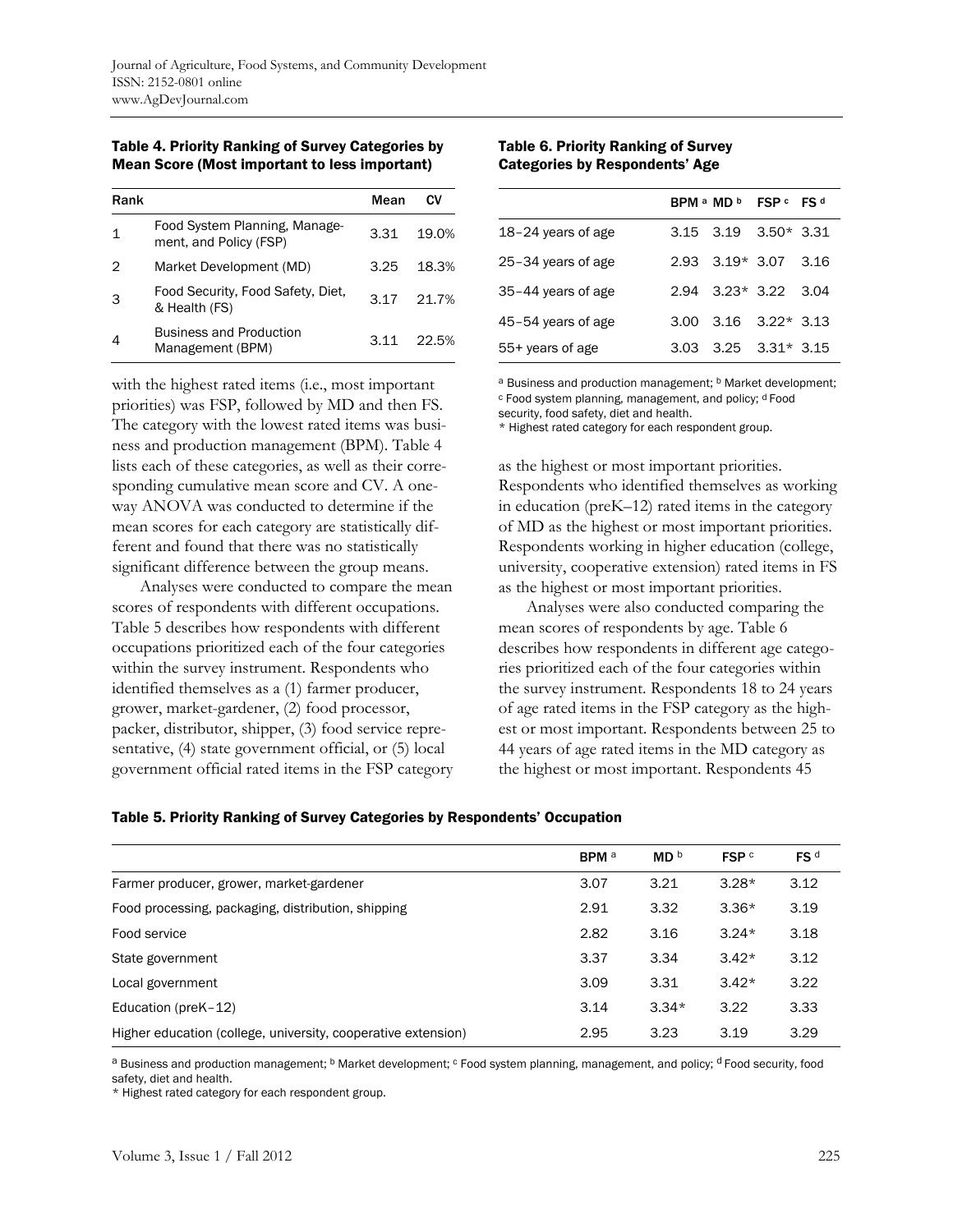**Table 4. Priority Ranking of Survey Categories by Mean Score (Most important to less important)**

| Rank | | Mean | CV |
|---|---|---|---|
| 1 | Food System Planning, Management, and Policy (FSP) | 3.31 | 19.0% |
| 2 | Market Development (MD) | 3.25 | 18.3% |
| 3 | Food Security, Food Safety, Diet, & Health (FS) | 3.17 | 21.7% |
| 4 | Business and Production Management (BPM) | 3.11 | 22.5% |

with the highest rated items (i.e., most important priorities) was FSP, followed by MD and then FS. The category with the lowest rated items was business and production management (BPM). Table 4 lists each of these categories, as well as their corresponding cumulative mean score and CV. A one-way ANOVA was conducted to determine if the mean scores for each category are statistically different and found that there was no statistically significant difference between the group means.

Analyses were conducted to compare the mean scores of respondents with different occupations. Table 5 describes how respondents with different occupations prioritized each of the four categories within the survey instrument. Respondents who identified themselves as a (1) farmer producer, grower, market-gardener, (2) food processor, packer, distributor, shipper, (3) food service representative, (4) state government official, or (5) local government official rated items in the FSP category as the highest or most important priorities. Respondents who identified themselves as working in education (preK–12) rated items in the category of MD as the highest or most important priorities. Respondents working in higher education (college, university, cooperative extension) rated items in FS as the highest or most important priorities.

Analyses were also conducted comparing the mean scores of respondents by age. Table 6 describes how respondents in different age categories prioritized each of the four categories within the survey instrument. Respondents 18 to 24 years of age rated items in the FSP category as the highest or most important. Respondents between 25 to 44 years of age rated items in the MD category as the highest or most important. Respondents 45

**Table 6. Priority Ranking of Survey Categories by Respondents' Age**

| | BPM [a] | MD [b] | FSP [c] | FS [d] |
|---|---|---|---|---|
| 18–24 years of age | 3.15 | 3.19 | 3.50* | 3.31 |
| 25–34 years of age | 2.93 | 3.19* | 3.07 | 3.16 |
| 35–44 years of age | 2.94 | 3.23* | 3.22 | 3.04 |
| 45–54 years of age | 3.00 | 3.16 | 3.22* | 3.13 |
| 55+ years of age | 3.03 | 3.25 | 3.31* | 3.15 |

[a] Business and production management; [b] Market development; [c] Food system planning, management, and policy; [d] Food security, food safety, diet and health.
* Highest rated category for each respondent group.

**Table 5. Priority Ranking of Survey Categories by Respondents' Occupation**

| | BPM [a] | MD [b] | FSP [c] | FS [d] |
|---|---|---|---|---|
| Farmer producer, grower, market-gardener | 3.07 | 3.21 | 3.28* | 3.12 |
| Food processing, packaging, distribution, shipping | 2.91 | 3.32 | 3.36* | 3.19 |
| Food service | 2.82 | 3.16 | 3.24* | 3.18 |
| State government | 3.37 | 3.34 | 3.42* | 3.12 |
| Local government | 3.09 | 3.31 | 3.42* | 3.22 |
| Education (preK–12) | 3.14 | 3.34* | 3.22 | 3.33 |
| Higher education (college, university, cooperative extension) | 2.95 | 3.23 | 3.19 | 3.29 |

[a] Business and production management; [b] Market development; [c] Food system planning, management, and policy; [d] Food security, food safety, diet and health.
* Highest rated category for each respondent group.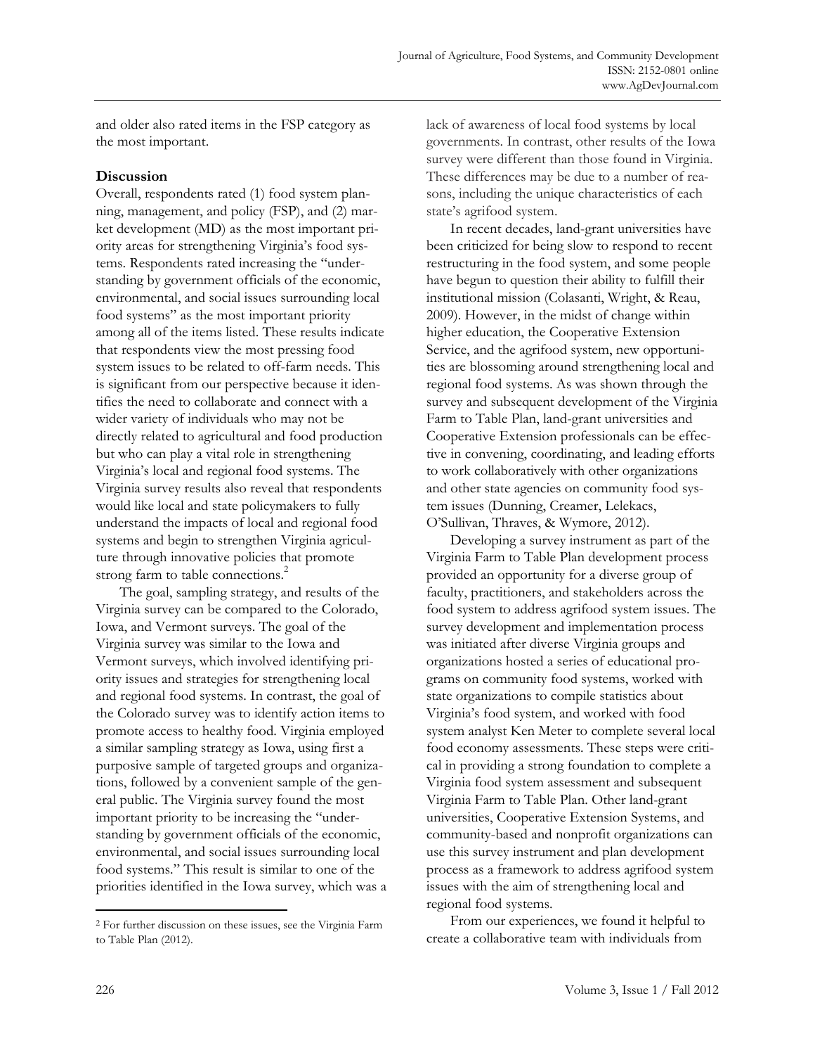and older also rated items in the FSP category as the most important.

## Discussion

Overall, respondents rated (1) food system planning, management, and policy (FSP), and (2) market development (MD) as the most important priority areas for strengthening Virginia's food systems. Respondents rated increasing the "understanding by government officials of the economic, environmental, and social issues surrounding local food systems" as the most important priority among all of the items listed. These results indicate that respondents view the most pressing food system issues to be related to off-farm needs. This is significant from our perspective because it identifies the need to collaborate and connect with a wider variety of individuals who may not be directly related to agricultural and food production but who can play a vital role in strengthening Virginia's local and regional food systems. The Virginia survey results also reveal that respondents would like local and state policymakers to fully understand the impacts of local and regional food systems and begin to strengthen Virginia agriculture through innovative policies that promote strong farm to table connections.[2]

The goal, sampling strategy, and results of the Virginia survey can be compared to the Colorado, Iowa, and Vermont surveys. The goal of the Virginia survey was similar to the Iowa and Vermont surveys, which involved identifying priority issues and strategies for strengthening local and regional food systems. In contrast, the goal of the Colorado survey was to identify action items to promote access to healthy food. Virginia employed a similar sampling strategy as Iowa, using first a purposive sample of targeted groups and organizations, followed by a convenient sample of the general public. The Virginia survey found the most important priority to be increasing the "understanding by government officials of the economic, environmental, and social issues surrounding local food systems." This result is similar to one of the priorities identified in the Iowa survey, which was a lack of awareness of local food systems by local governments. In contrast, other results of the Iowa survey were different than those found in Virginia. These differences may be due to a number of reasons, including the unique characteristics of each state's agrifood system.

In recent decades, land-grant universities have been criticized for being slow to respond to recent restructuring in the food system, and some people have begun to question their ability to fulfill their institutional mission (Colasanti, Wright, & Reau, 2009). However, in the midst of change within higher education, the Cooperative Extension Service, and the agrifood system, new opportunities are blossoming around strengthening local and regional food systems. As was shown through the survey and subsequent development of the Virginia Farm to Table Plan, land-grant universities and Cooperative Extension professionals can be effective in convening, coordinating, and leading efforts to work collaboratively with other organizations and other state agencies on community food system issues (Dunning, Creamer, Lelekacs, O'Sullivan, Thraves, & Wymore, 2012).

Developing a survey instrument as part of the Virginia Farm to Table Plan development process provided an opportunity for a diverse group of faculty, practitioners, and stakeholders across the food system to address agrifood system issues. The survey development and implementation process was initiated after diverse Virginia groups and organizations hosted a series of educational programs on community food systems, worked with state organizations to compile statistics about Virginia's food system, and worked with food system analyst Ken Meter to complete several local food economy assessments. These steps were critical in providing a strong foundation to complete a Virginia food system assessment and subsequent Virginia Farm to Table Plan. Other land-grant universities, Cooperative Extension Systems, and community-based and nonprofit organizations can use this survey instrument and plan development process as a framework to address agrifood system issues with the aim of strengthening local and regional food systems.

From our experiences, we found it helpful to create a collaborative team with individuals from

[2] For further discussion on these issues, see the Virginia Farm to Table Plan (2012).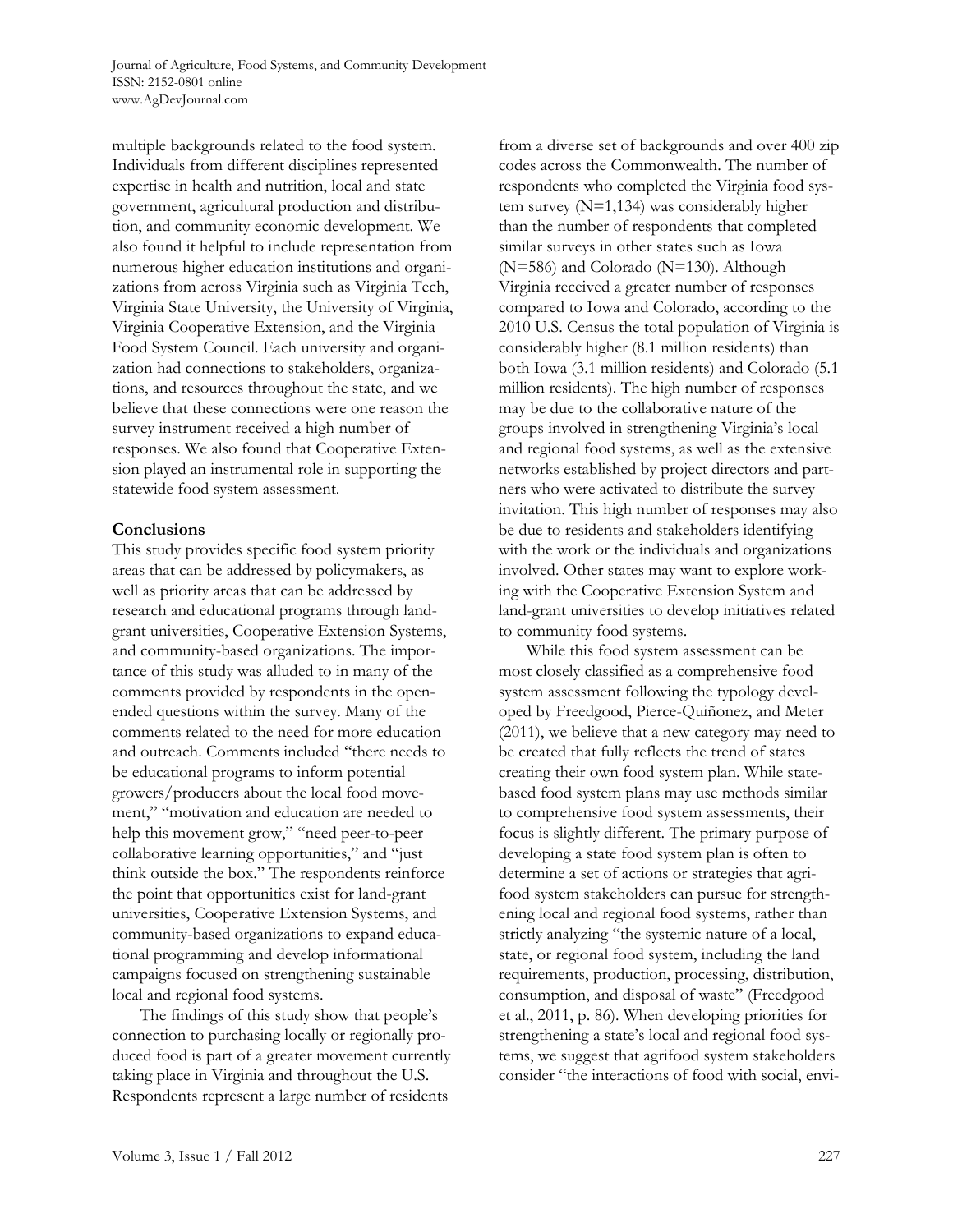multiple backgrounds related to the food system. Individuals from different disciplines represented expertise in health and nutrition, local and state government, agricultural production and distribution, and community economic development. We also found it helpful to include representation from numerous higher education institutions and organizations from across Virginia such as Virginia Tech, Virginia State University, the University of Virginia, Virginia Cooperative Extension, and the Virginia Food System Council. Each university and organization had connections to stakeholders, organizations, and resources throughout the state, and we believe that these connections were one reason the survey instrument received a high number of responses. We also found that Cooperative Extension played an instrumental role in supporting the statewide food system assessment.

## Conclusions

This study provides specific food system priority areas that can be addressed by policymakers, as well as priority areas that can be addressed by research and educational programs through land-grant universities, Cooperative Extension Systems, and community-based organizations. The importance of this study was alluded to in many of the comments provided by respondents in the open-ended questions within the survey. Many of the comments related to the need for more education and outreach. Comments included "there needs to be educational programs to inform potential growers/producers about the local food movement," "motivation and education are needed to help this movement grow," "need peer-to-peer collaborative learning opportunities," and "just think outside the box." The respondents reinforce the point that opportunities exist for land-grant universities, Cooperative Extension Systems, and community-based organizations to expand educational programming and develop informational campaigns focused on strengthening sustainable local and regional food systems.

The findings of this study show that people's connection to purchasing locally or regionally produced food is part of a greater movement currently taking place in Virginia and throughout the U.S. Respondents represent a large number of residents from a diverse set of backgrounds and over 400 zip codes across the Commonwealth. The number of respondents who completed the Virginia food system survey (N=1,134) was considerably higher than the number of respondents that completed similar surveys in other states such as Iowa (N=586) and Colorado (N=130). Although Virginia received a greater number of responses compared to Iowa and Colorado, according to the 2010 U.S. Census the total population of Virginia is considerably higher (8.1 million residents) than both Iowa (3.1 million residents) and Colorado (5.1 million residents). The high number of responses may be due to the collaborative nature of the groups involved in strengthening Virginia's local and regional food systems, as well as the extensive networks established by project directors and partners who were activated to distribute the survey invitation. This high number of responses may also be due to residents and stakeholders identifying with the work or the individuals and organizations involved. Other states may want to explore working with the Cooperative Extension System and land-grant universities to develop initiatives related to community food systems.

While this food system assessment can be most closely classified as a comprehensive food system assessment following the typology developed by Freedgood, Pierce-Quiñonez, and Meter (2011), we believe that a new category may need to be created that fully reflects the trend of states creating their own food system plan. While state-based food system plans may use methods similar to comprehensive food system assessments, their focus is slightly different. The primary purpose of developing a state food system plan is often to determine a set of actions or strategies that agri-food system stakeholders can pursue for strengthening local and regional food systems, rather than strictly analyzing "the systemic nature of a local, state, or regional food system, including the land requirements, production, processing, distribution, consumption, and disposal of waste" (Freedgood et al., 2011, p. 86). When developing priorities for strengthening a state's local and regional food systems, we suggest that agrifood system stakeholders consider "the interactions of food with social, envi-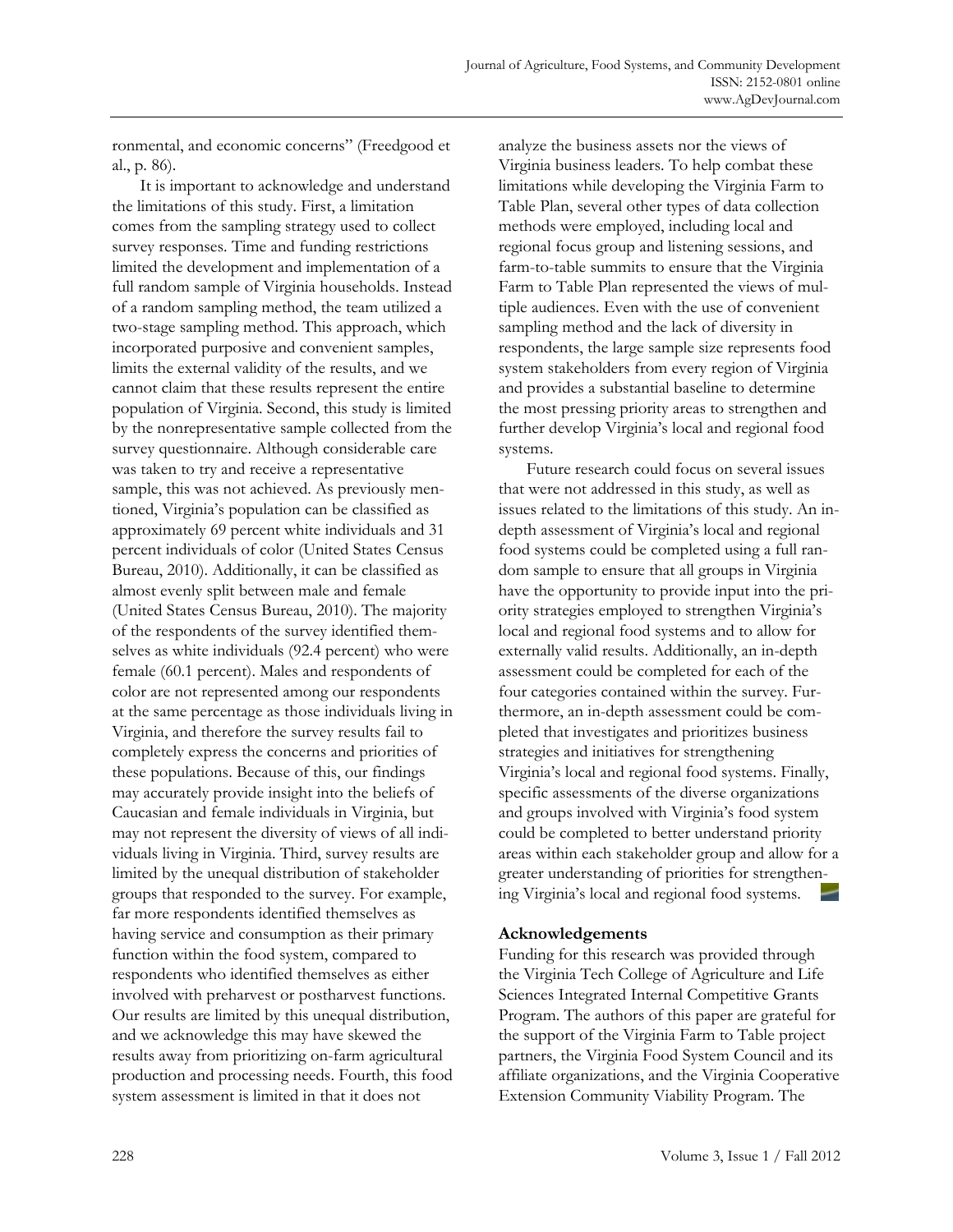ronmental, and economic concerns" (Freedgood et al., p. 86).

It is important to acknowledge and understand the limitations of this study. First, a limitation comes from the sampling strategy used to collect survey responses. Time and funding restrictions limited the development and implementation of a full random sample of Virginia households. Instead of a random sampling method, the team utilized a two-stage sampling method. This approach, which incorporated purposive and convenient samples, limits the external validity of the results, and we cannot claim that these results represent the entire population of Virginia. Second, this study is limited by the nonrepresentative sample collected from the survey questionnaire. Although considerable care was taken to try and receive a representative sample, this was not achieved. As previously mentioned, Virginia's population can be classified as approximately 69 percent white individuals and 31 percent individuals of color (United States Census Bureau, 2010). Additionally, it can be classified as almost evenly split between male and female (United States Census Bureau, 2010). The majority of the respondents of the survey identified themselves as white individuals (92.4 percent) who were female (60.1 percent). Males and respondents of color are not represented among our respondents at the same percentage as those individuals living in Virginia, and therefore the survey results fail to completely express the concerns and priorities of these populations. Because of this, our findings may accurately provide insight into the beliefs of Caucasian and female individuals in Virginia, but may not represent the diversity of views of all individuals living in Virginia. Third, survey results are limited by the unequal distribution of stakeholder groups that responded to the survey. For example, far more respondents identified themselves as having service and consumption as their primary function within the food system, compared to respondents who identified themselves as either involved with preharvest or postharvest functions. Our results are limited by this unequal distribution, and we acknowledge this may have skewed the results away from prioritizing on-farm agricultural production and processing needs. Fourth, this food system assessment is limited in that it does not analyze the business assets nor the views of Virginia business leaders. To help combat these limitations while developing the Virginia Farm to Table Plan, several other types of data collection methods were employed, including local and regional focus group and listening sessions, and farm-to-table summits to ensure that the Virginia Farm to Table Plan represented the views of multiple audiences. Even with the use of convenient sampling method and the lack of diversity in respondents, the large sample size represents food system stakeholders from every region of Virginia and provides a substantial baseline to determine the most pressing priority areas to strengthen and further develop Virginia's local and regional food systems.

Future research could focus on several issues that were not addressed in this study, as well as issues related to the limitations of this study. An in-depth assessment of Virginia's local and regional food systems could be completed using a full random sample to ensure that all groups in Virginia have the opportunity to provide input into the priority strategies employed to strengthen Virginia's local and regional food systems and to allow for externally valid results. Additionally, an in-depth assessment could be completed for each of the four categories contained within the survey. Furthermore, an in-depth assessment could be completed that investigates and prioritizes business strategies and initiatives for strengthening Virginia's local and regional food systems. Finally, specific assessments of the diverse organizations and groups involved with Virginia's food system could be completed to better understand priority areas within each stakeholder group and allow for a greater understanding of priorities for strengthening Virginia's local and regional food systems.

## Acknowledgements

Funding for this research was provided through the Virginia Tech College of Agriculture and Life Sciences Integrated Internal Competitive Grants Program. The authors of this paper are grateful for the support of the Virginia Farm to Table project partners, the Virginia Food System Council and its affiliate organizations, and the Virginia Cooperative Extension Community Viability Program. The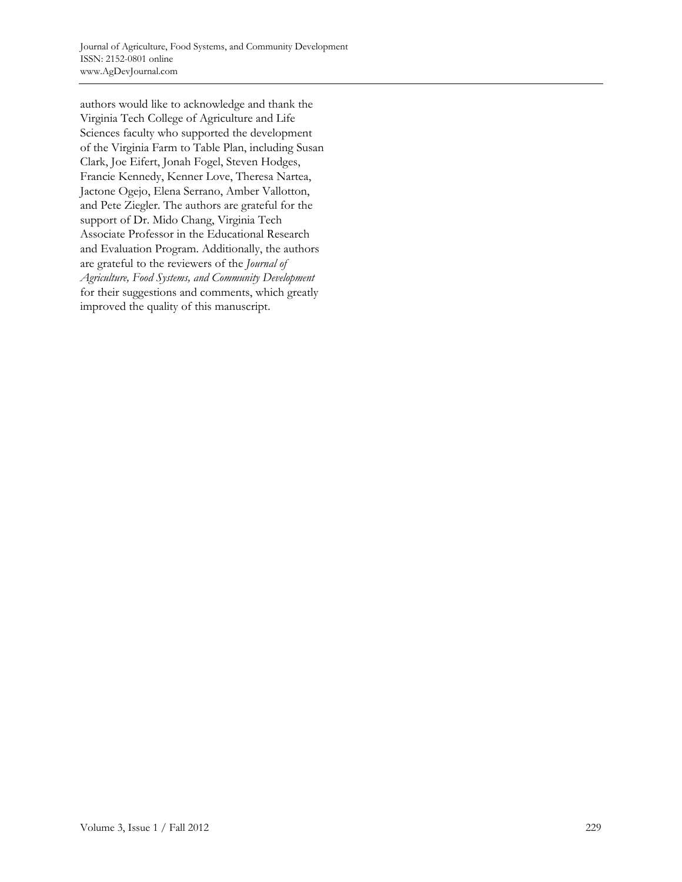authors would like to acknowledge and thank the Virginia Tech College of Agriculture and Life Sciences faculty who supported the development of the Virginia Farm to Table Plan, including Susan Clark, Joe Eifert, Jonah Fogel, Steven Hodges, Francie Kennedy, Kenner Love, Theresa Nartea, Jactone Ogejo, Elena Serrano, Amber Vallotton, and Pete Ziegler. The authors are grateful for the support of Dr. Mido Chang, Virginia Tech Associate Professor in the Educational Research and Evaluation Program. Additionally, the authors are grateful to the reviewers of the *Journal of Agriculture, Food Systems, and Community Development* for their suggestions and comments, which greatly improved the quality of this manuscript.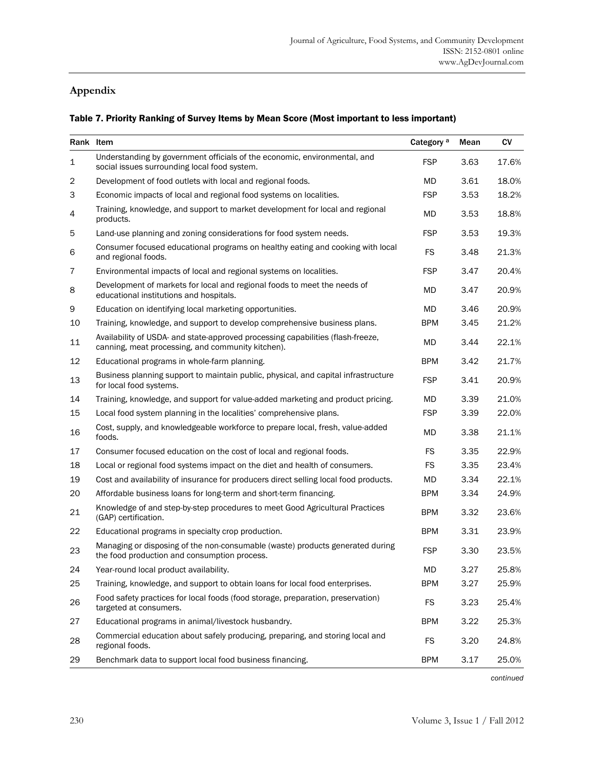## Appendix

### Table 7. Priority Ranking of Survey Items by Mean Score (Most important to less important)

| Rank | Item | Category [a] | Mean | CV |
|---|---|---|---|---|
| 1 | Understanding by government officials of the economic, environmental, and social issues surrounding local food system. | FSP | 3.63 | 17.6% |
| 2 | Development of food outlets with local and regional foods. | MD | 3.61 | 18.0% |
| 3 | Economic impacts of local and regional food systems on localities. | FSP | 3.53 | 18.2% |
| 4 | Training, knowledge, and support to market development for local and regional products. | MD | 3.53 | 18.8% |
| 5 | Land-use planning and zoning considerations for food system needs. | FSP | 3.53 | 19.3% |
| 6 | Consumer focused educational programs on healthy eating and cooking with local and regional foods. | FS | 3.48 | 21.3% |
| 7 | Environmental impacts of local and regional systems on localities. | FSP | 3.47 | 20.4% |
| 8 | Development of markets for local and regional foods to meet the needs of educational institutions and hospitals. | MD | 3.47 | 20.9% |
| 9 | Education on identifying local marketing opportunities. | MD | 3.46 | 20.9% |
| 10 | Training, knowledge, and support to develop comprehensive business plans. | BPM | 3.45 | 21.2% |
| 11 | Availability of USDA- and state-approved processing capabilities (flash-freeze, canning, meat processing, and community kitchen). | MD | 3.44 | 22.1% |
| 12 | Educational programs in whole-farm planning. | BPM | 3.42 | 21.7% |
| 13 | Business planning support to maintain public, physical, and capital infrastructure for local food systems. | FSP | 3.41 | 20.9% |
| 14 | Training, knowledge, and support for value-added marketing and product pricing. | MD | 3.39 | 21.0% |
| 15 | Local food system planning in the localities' comprehensive plans. | FSP | 3.39 | 22.0% |
| 16 | Cost, supply, and knowledgeable workforce to prepare local, fresh, value-added foods. | MD | 3.38 | 21.1% |
| 17 | Consumer focused education on the cost of local and regional foods. | FS | 3.35 | 22.9% |
| 18 | Local or regional food systems impact on the diet and health of consumers. | FS | 3.35 | 23.4% |
| 19 | Cost and availability of insurance for producers direct selling local food products. | MD | 3.34 | 22.1% |
| 20 | Affordable business loans for long-term and short-term financing. | BPM | 3.34 | 24.9% |
| 21 | Knowledge of and step-by-step procedures to meet Good Agricultural Practices (GAP) certification. | BPM | 3.32 | 23.6% |
| 22 | Educational programs in specialty crop production. | BPM | 3.31 | 23.9% |
| 23 | Managing or disposing of the non-consumable (waste) products generated during the food production and consumption process. | FSP | 3.30 | 23.5% |
| 24 | Year-round local product availability. | MD | 3.27 | 25.8% |
| 25 | Training, knowledge, and support to obtain loans for local food enterprises. | BPM | 3.27 | 25.9% |
| 26 | Food safety practices for local foods (food storage, preparation, preservation) targeted at consumers. | FS | 3.23 | 25.4% |
| 27 | Educational programs in animal/livestock husbandry. | BPM | 3.22 | 25.3% |
| 28 | Commercial education about safely producing, preparing, and storing local and regional foods. | FS | 3.20 | 24.8% |
| 29 | Benchmark data to support local food business financing. | BPM | 3.17 | 25.0% |

*continued*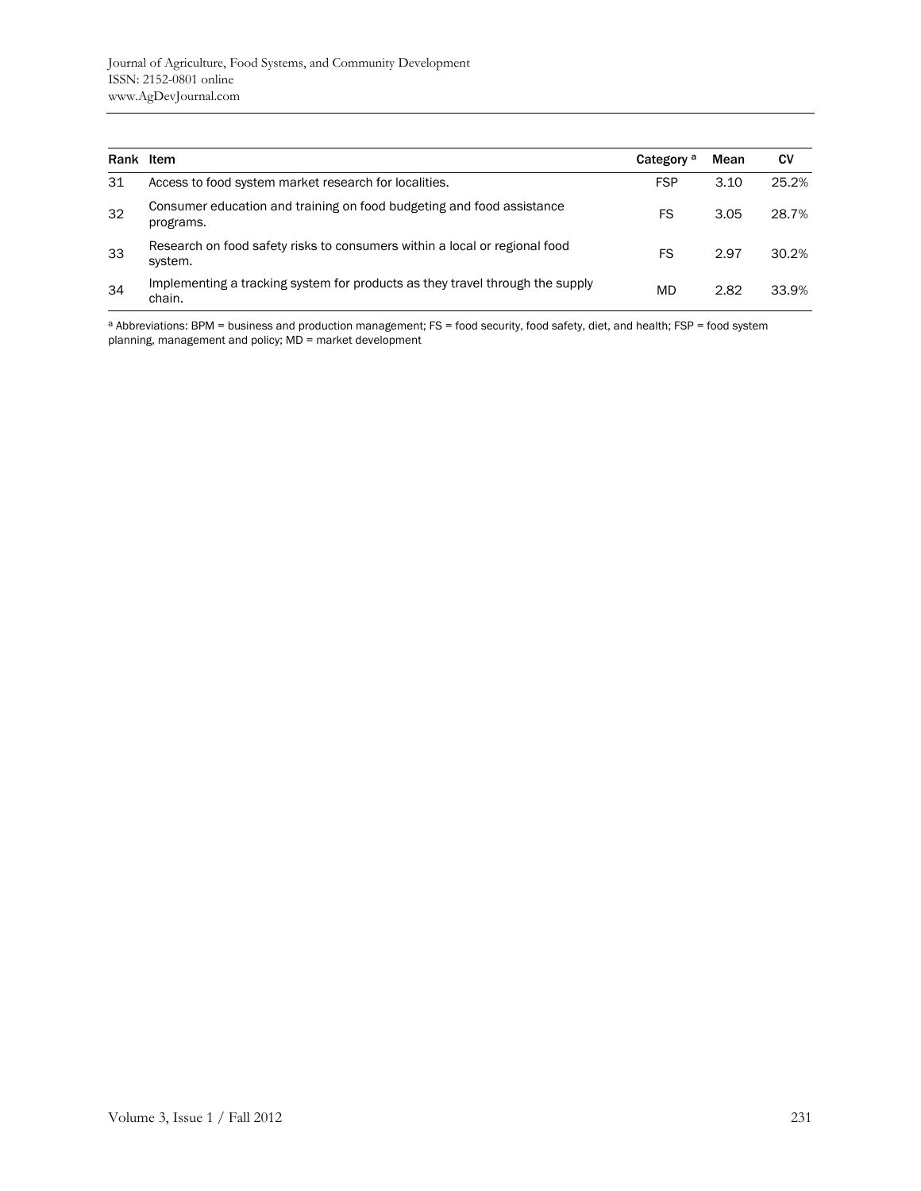| Rank | Item | Category [a] | Mean | CV |
|---|---|---|---|---|
| 31 | Access to food system market research for localities. | FSP | 3.10 | 25.2% |
| 32 | Consumer education and training on food budgeting and food assistance programs. | FS | 3.05 | 28.7% |
| 33 | Research on food safety risks to consumers within a local or regional food system. | FS | 2.97 | 30.2% |
| 34 | Implementing a tracking system for products as they travel through the supply chain. | MD | 2.82 | 33.9% |

[a] Abbreviations: BPM = business and production management; FS = food security, food safety, diet, and health; FSP = food system planning, management and policy; MD = market development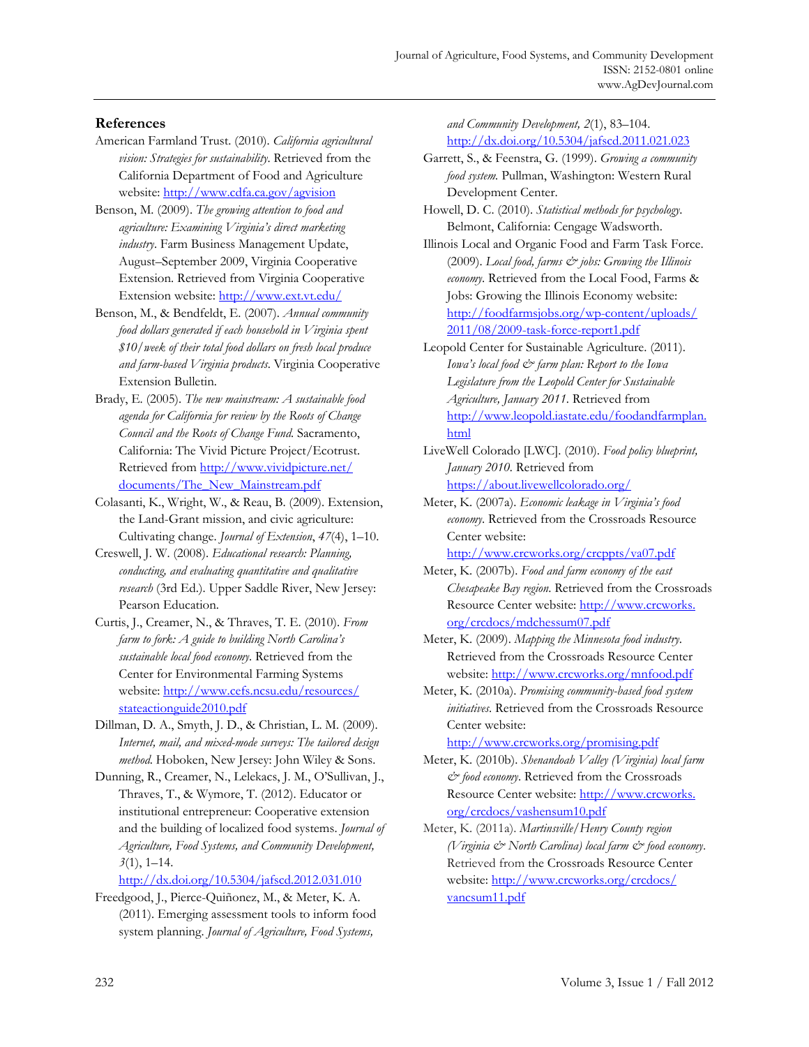## References

American Farmland Trust. (2010). *California agricultural vision: Strategies for sustainability*. Retrieved from the California Department of Food and Agriculture website: http://www.cdfa.ca.gov/agvision

Benson, M. (2009). *The growing attention to food and agriculture: Examining Virginia's direct marketing industry*. Farm Business Management Update, August–September 2009, Virginia Cooperative Extension. Retrieved from Virginia Cooperative Extension website: http://www.ext.vt.edu/

Benson, M., & Bendfeldt, E. (2007). *Annual community food dollars generated if each household in Virginia spent $10/week of their total food dollars on fresh local produce and farm-based Virginia products*. Virginia Cooperative Extension Bulletin.

Brady, E. (2005). *The new mainstream: A sustainable food agenda for California for review by the Roots of Change Council and the Roots of Change Fund*. Sacramento, California: The Vivid Picture Project/Ecotrust. Retrieved from http://www.vividpicture.net/documents/The_New_Mainstream.pdf

Colasanti, K., Wright, W., & Reau, B. (2009). Extension, the Land-Grant mission, and civic agriculture: Cultivating change. *Journal of Extension*, *47*(4), 1–10.

Creswell, J. W. (2008). *Educational research: Planning, conducting, and evaluating quantitative and qualitative research* (3rd Ed.). Upper Saddle River, New Jersey: Pearson Education.

Curtis, J., Creamer, N., & Thraves, T. E. (2010). *From farm to fork: A guide to building North Carolina's sustainable local food economy*. Retrieved from the Center for Environmental Farming Systems website: http://www.cefs.ncsu.edu/resources/stateactionguide2010.pdf

Dillman, D. A., Smyth, J. D., & Christian, L. M. (2009). *Internet, mail, and mixed-mode surveys: The tailored design method*. Hoboken, New Jersey: John Wiley & Sons.

Dunning, R., Creamer, N., Lelekacs, J. M., O'Sullivan, J., Thraves, T., & Wymore, T. (2012). Educator or institutional entrepreneur: Cooperative extension and the building of localized food systems. *Journal of Agriculture, Food Systems, and Community Development, 3*(1), 1–14. http://dx.doi.org/10.5304/jafscd.2012.031.010

Freedgood, J., Pierce-Quiñonez, M., & Meter, K. A. (2011). Emerging assessment tools to inform food system planning. *Journal of Agriculture, Food Systems, and Community Development, 2*(1), 83–104. http://dx.doi.org/10.5304/jafscd.2011.021.023

Garrett, S., & Feenstra, G. (1999). *Growing a community food system.* Pullman, Washington: Western Rural Development Center.

Howell, D. C. (2010). *Statistical methods for psychology*. Belmont, California: Cengage Wadsworth.

Illinois Local and Organic Food and Farm Task Force. (2009). *Local food, farms & jobs: Growing the Illinois economy*. Retrieved from the Local Food, Farms & Jobs: Growing the Illinois Economy website: http://foodfarmsjobs.org/wp-content/uploads/2011/08/2009-task-force-report1.pdf

Leopold Center for Sustainable Agriculture. (2011). *Iowa's local food & farm plan: Report to the Iowa Legislature from the Leopold Center for Sustainable Agriculture, January 2011.* Retrieved from http://www.leopold.iastate.edu/foodandfarmplan.html

LiveWell Colorado [LWC]. (2010). *Food policy blueprint, January 2010.* Retrieved from https://about.livewellcolorado.org/

Meter, K. (2007a). *Economic leakage in Virginia's food economy*. Retrieved from the Crossroads Resource Center website: http://www.crcworks.org/crcppts/va07.pdf

Meter, K. (2007b). *Food and farm economy of the east Chesapeake Bay region*. Retrieved from the Crossroads Resource Center website: http://www.crcworks.org/crcdocs/mdchessum07.pdf

Meter, K. (2009). *Mapping the Minnesota food industry*. Retrieved from the Crossroads Resource Center website: http://www.crcworks.org/mnfood.pdf

Meter, K. (2010a). *Promising community-based food system initiatives*. Retrieved from the Crossroads Resource Center website: http://www.crcworks.org/promising.pdf

Meter, K. (2010b). *Shenandoah Valley (Virginia) local farm & food economy*. Retrieved from the Crossroads Resource Center website: http://www.crcworks.org/crcdocs/vashensum10.pdf

Meter, K. (2011a). *Martinsville/Henry County region (Virginia & North Carolina) local farm & food economy*. Retrieved from the Crossroads Resource Center website: http://www.crcworks.org/crcdocs/vancsum11.pdf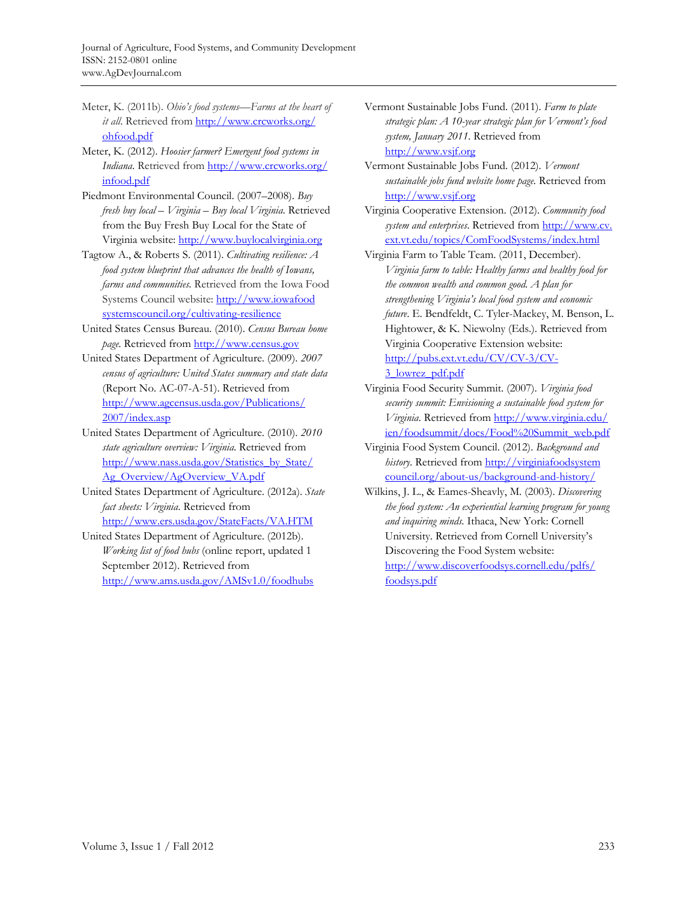Meter, K. (2011b). *Ohio's food systems—Farms at the heart of it all*. Retrieved from http://www.crcworks.org/ohfood.pdf

Meter, K. (2012). *Hoosier farmer? Emergent food systems in Indiana*. Retrieved from http://www.crcworks.org/infood.pdf

Piedmont Environmental Council. (2007–2008). *Buy fresh buy local – Virginia – Buy local Virginia*. Retrieved from the Buy Fresh Buy Local for the State of Virginia website: http://www.buylocalvirginia.org

Tagtow A., & Roberts S. (2011). *Cultivating resilience: A food system blueprint that advances the health of Iowans, farms and communities*. Retrieved from the Iowa Food Systems Council website: http://www.iowafoodsystemscouncil.org/cultivating-resilience

United States Census Bureau. (2010). *Census Bureau home page*. Retrieved from http://www.census.gov

United States Department of Agriculture. (2009). *2007 census of agriculture: United States summary and state data* (Report No. AC-07-A-51). Retrieved from http://www.agcensus.usda.gov/Publications/2007/index.asp

United States Department of Agriculture. (2010). *2010 state agriculture overview: Virginia*. Retrieved from http://www.nass.usda.gov/Statistics_by_State/Ag_Overview/AgOverview_VA.pdf

United States Department of Agriculture. (2012a). *State fact sheets: Virginia*. Retrieved from http://www.ers.usda.gov/StateFacts/VA.HTM

United States Department of Agriculture. (2012b). *Working list of food hubs* (online report, updated 1 September 2012). Retrieved from http://www.ams.usda.gov/AMSv1.0/foodhubs

Vermont Sustainable Jobs Fund. (2011). *Farm to plate strategic plan: A 10-year strategic plan for Vermont's food system, January 2011*. Retrieved from http://www.vsjf.org

Vermont Sustainable Jobs Fund. (2012). *Vermont sustainable jobs fund website home page*. Retrieved from http://www.vsjf.org

Virginia Cooperative Extension. (2012). *Community food system and enterprises*. Retrieved from http://www.cv.ext.vt.edu/topics/ComFoodSystems/index.html

Virginia Farm to Table Team. (2011, December). *Virginia farm to table: Healthy farms and healthy food for the common wealth and common good. A plan for strengthening Virginia's local food system and economic future*. E. Bendfeldt, C. Tyler-Mackey, M. Benson, L. Hightower, & K. Niewolny (Eds.). Retrieved from Virginia Cooperative Extension website: http://pubs.ext.vt.edu/CV/CV-3/CV-3_lowrez_pdf.pdf

Virginia Food Security Summit. (2007). *Virginia food security summit: Envisioning a sustainable food system for Virginia*. Retrieved from http://www.virginia.edu/ien/foodsummit/docs/Food%20Summit_web.pdf

Virginia Food System Council. (2012). *Background and history*. Retrieved from http://virginiafoodsystemcouncil.org/about-us/background-and-history/

Wilkins, J. L., & Eames-Sheavly, M. (2003). *Discovering the food system: An experiential learning program for young and inquiring minds.* Ithaca, New York: Cornell University. Retrieved from Cornell University's Discovering the Food System website: http://www.discoverfoodsys.cornell.edu/pdfs/foodsys.pdf